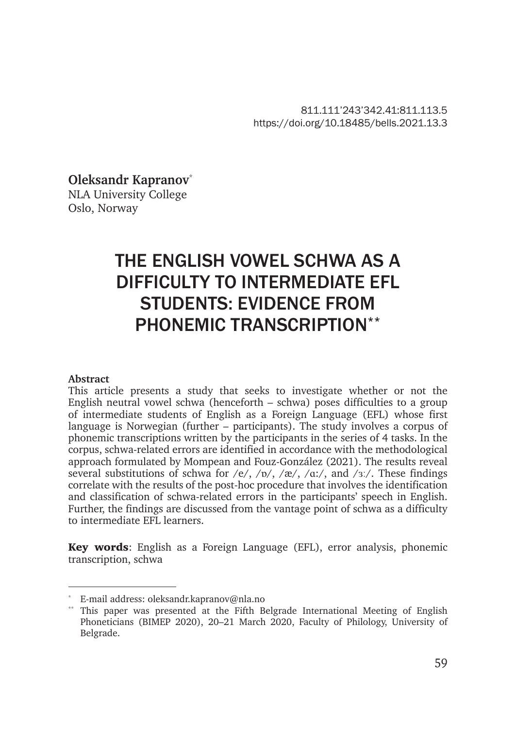811.111'243'342.41:811.113.5
https://doi.org/10.18485/bells.2021.13.3

**Oleksandr Kapranov**[*]
NLA University College
Oslo, Norway

# THE ENGLISH VOWEL SCHWA AS A DIFFICULTY TO INTERMEDIATE EFL STUDENTS: EVIDENCE FROM PHONEMIC TRANSCRIPTION[**]

**Abstract**

This article presents a study that seeks to investigate whether or not the English neutral vowel schwa (henceforth – schwa) poses difficulties to a group of intermediate students of English as a Foreign Language (EFL) whose first language is Norwegian (further – participants). The study involves a corpus of phonemic transcriptions written by the participants in the series of 4 tasks. In the corpus, schwa-related errors are identified in accordance with the methodological approach formulated by Mompean and Fouz-González (2021). The results reveal several substitutions of schwa for /e/, /ɒ/, /æ/, /ɑ:/, and /ɜ:/. These findings correlate with the results of the post-hoc procedure that involves the identification and classification of schwa-related errors in the participants' speech in English. Further, the findings are discussed from the vantage point of schwa as a difficulty to intermediate EFL learners.

**Key words**: English as a Foreign Language (EFL), error analysis, phonemic transcription, schwa

---

[*] E-mail address: oleksandr.kapranov@nla.no

[**] This paper was presented at the Fifth Belgrade International Meeting of English Phoneticians (BIMEP 2020), 20–21 March 2020, Faculty of Philology, University of Belgrade.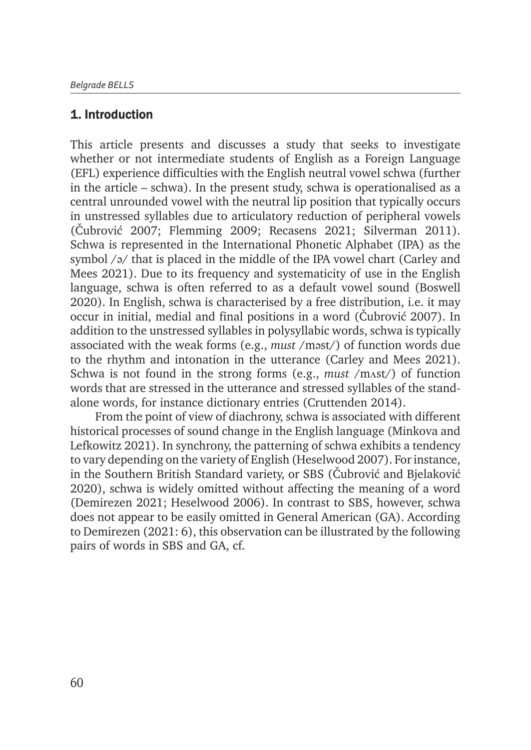## 1. Introduction

This article presents and discusses a study that seeks to investigate whether or not intermediate students of English as a Foreign Language (EFL) experience difficulties with the English neutral vowel schwa (further in the article – schwa). In the present study, schwa is operationalised as a central unrounded vowel with the neutral lip position that typically occurs in unstressed syllables due to articulatory reduction of peripheral vowels (Čubrović 2007; Flemming 2009; Recasens 2021; Silverman 2011). Schwa is represented in the International Phonetic Alphabet (IPA) as the symbol /ə/ that is placed in the middle of the IPA vowel chart (Carley and Mees 2021). Due to its frequency and systematicity of use in the English language, schwa is often referred to as a default vowel sound (Boswell 2020). In English, schwa is characterised by a free distribution, i.e. it may occur in initial, medial and final positions in a word (Čubrović 2007). In addition to the unstressed syllables in polysyllabic words, schwa is typically associated with the weak forms (e.g., *must* /məst/) of function words due to the rhythm and intonation in the utterance (Carley and Mees 2021). Schwa is not found in the strong forms (e.g., *must* /mʌst/) of function words that are stressed in the utterance and stressed syllables of the stand-alone words, for instance dictionary entries (Cruttenden 2014).

From the point of view of diachrony, schwa is associated with different historical processes of sound change in the English language (Minkova and Lefkowitz 2021). In synchrony, the patterning of schwa exhibits a tendency to vary depending on the variety of English (Heselwood 2007). For instance, in the Southern British Standard variety, or SBS (Čubrović and Bjelaković 2020), schwa is widely omitted without affecting the meaning of a word (Demirezen 2021; Heselwood 2006). In contrast to SBS, however, schwa does not appear to be easily omitted in General American (GA). According to Demirezen (2021: 6), this observation can be illustrated by the following pairs of words in SBS and GA, cf.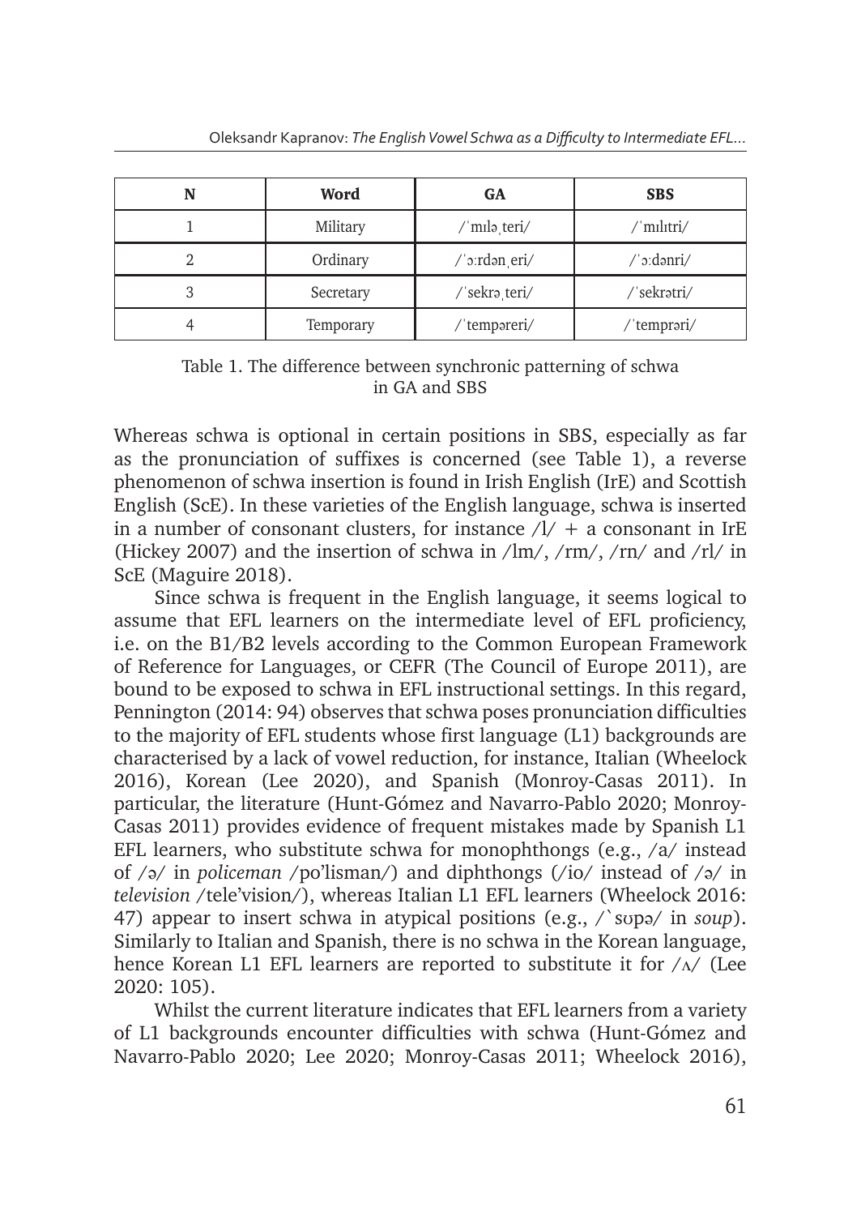| N | Word | GA | SBS |
|---|---|---|---|
| 1 | Military | /ˈmɪləˌteri/ | /ˈmɪlɪtri/ |
| 2 | Ordinary | /ˈɔːrdənˌeri/ | /ˈɔːdənri/ |
| 3 | Secretary | /ˈsekrəˌteri/ | /ˈsekrətri/ |
| 4 | Temporary | /ˈtempəreri/ | /ˈtemprəri/ |

Table 1. The difference between synchronic patterning of schwa in GA and SBS

Whereas schwa is optional in certain positions in SBS, especially as far as the pronunciation of suffixes is concerned (see Table 1), a reverse phenomenon of schwa insertion is found in Irish English (IrE) and Scottish English (ScE). In these varieties of the English language, schwa is inserted in a number of consonant clusters, for instance /l/ + a consonant in IrE (Hickey 2007) and the insertion of schwa in /lm/, /rm/, /rn/ and /rl/ in ScE (Maguire 2018).

Since schwa is frequent in the English language, it seems logical to assume that EFL learners on the intermediate level of EFL proficiency, i.e. on the B1/B2 levels according to the Common European Framework of Reference for Languages, or CEFR (The Council of Europe 2011), are bound to be exposed to schwa in EFL instructional settings. In this regard, Pennington (2014: 94) observes that schwa poses pronunciation difficulties to the majority of EFL students whose first language (L1) backgrounds are characterised by a lack of vowel reduction, for instance, Italian (Wheelock 2016), Korean (Lee 2020), and Spanish (Monroy-Casas 2011). In particular, the literature (Hunt-Gómez and Navarro-Pablo 2020; Monroy-Casas 2011) provides evidence of frequent mistakes made by Spanish L1 EFL learners, who substitute schwa for monophthongs (e.g., /a/ instead of /ə/ in *policeman* /po'lisman/) and diphthongs (/io/ instead of /ə/ in *television* /tele'vision/), whereas Italian L1 EFL learners (Wheelock 2016: 47) appear to insert schwa in atypical positions (e.g., /`sʊpə/ in *soup*). Similarly to Italian and Spanish, there is no schwa in the Korean language, hence Korean L1 EFL learners are reported to substitute it for /ʌ/ (Lee 2020: 105).

Whilst the current literature indicates that EFL learners from a variety of L1 backgrounds encounter difficulties with schwa (Hunt-Gómez and Navarro-Pablo 2020; Lee 2020; Monroy-Casas 2011; Wheelock 2016),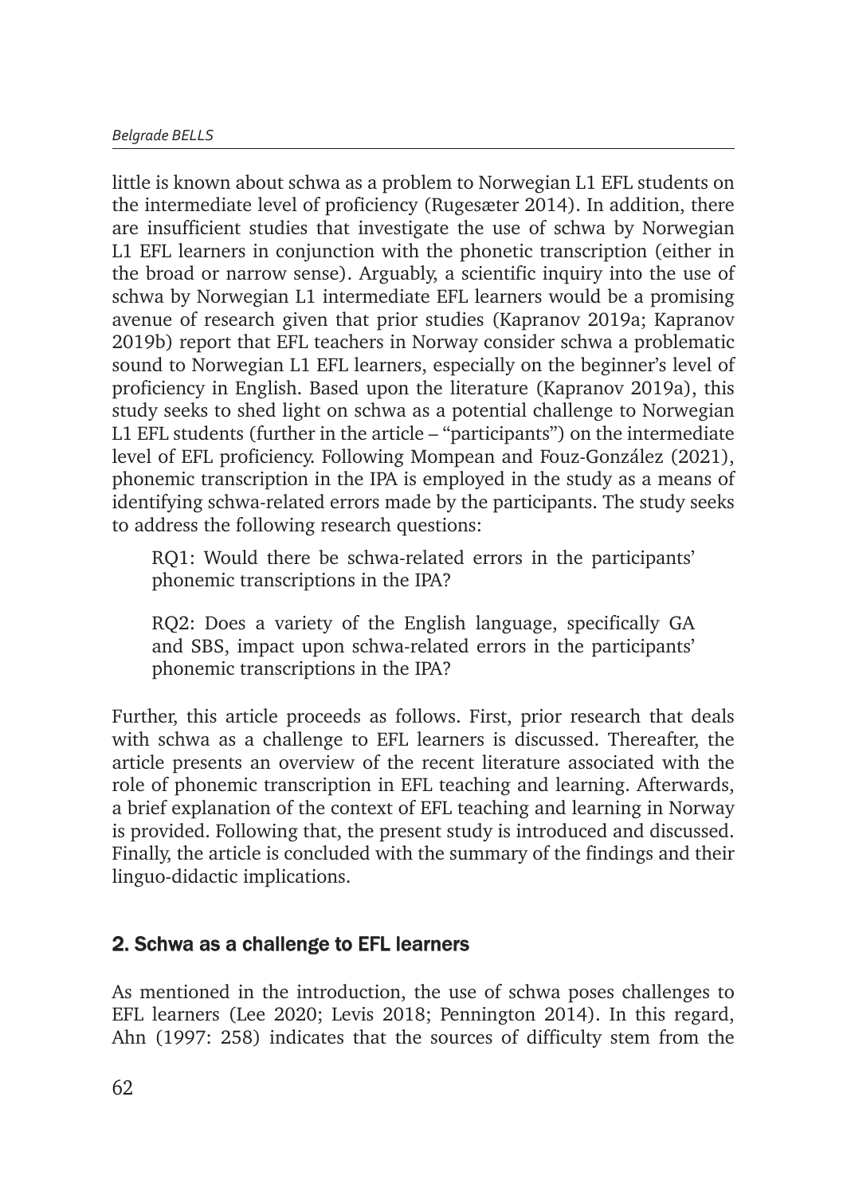little is known about schwa as a problem to Norwegian L1 EFL students on the intermediate level of proficiency (Rugesæter 2014). In addition, there are insufficient studies that investigate the use of schwa by Norwegian L1 EFL learners in conjunction with the phonetic transcription (either in the broad or narrow sense). Arguably, a scientific inquiry into the use of schwa by Norwegian L1 intermediate EFL learners would be a promising avenue of research given that prior studies (Kapranov 2019a; Kapranov 2019b) report that EFL teachers in Norway consider schwa a problematic sound to Norwegian L1 EFL learners, especially on the beginner's level of proficiency in English. Based upon the literature (Kapranov 2019a), this study seeks to shed light on schwa as a potential challenge to Norwegian L1 EFL students (further in the article – "participants") on the intermediate level of EFL proficiency. Following Mompean and Fouz-González (2021), phonemic transcription in the IPA is employed in the study as a means of identifying schwa-related errors made by the participants. The study seeks to address the following research questions:

> RQ1: Would there be schwa-related errors in the participants' phonemic transcriptions in the IPA?
>
> RQ2: Does a variety of the English language, specifically GA and SBS, impact upon schwa-related errors in the participants' phonemic transcriptions in the IPA?

Further, this article proceeds as follows. First, prior research that deals with schwa as a challenge to EFL learners is discussed. Thereafter, the article presents an overview of the recent literature associated with the role of phonemic transcription in EFL teaching and learning. Afterwards, a brief explanation of the context of EFL teaching and learning in Norway is provided. Following that, the present study is introduced and discussed. Finally, the article is concluded with the summary of the findings and their linguo-didactic implications.

## 2. Schwa as a challenge to EFL learners

As mentioned in the introduction, the use of schwa poses challenges to EFL learners (Lee 2020; Levis 2018; Pennington 2014). In this regard, Ahn (1997: 258) indicates that the sources of difficulty stem from the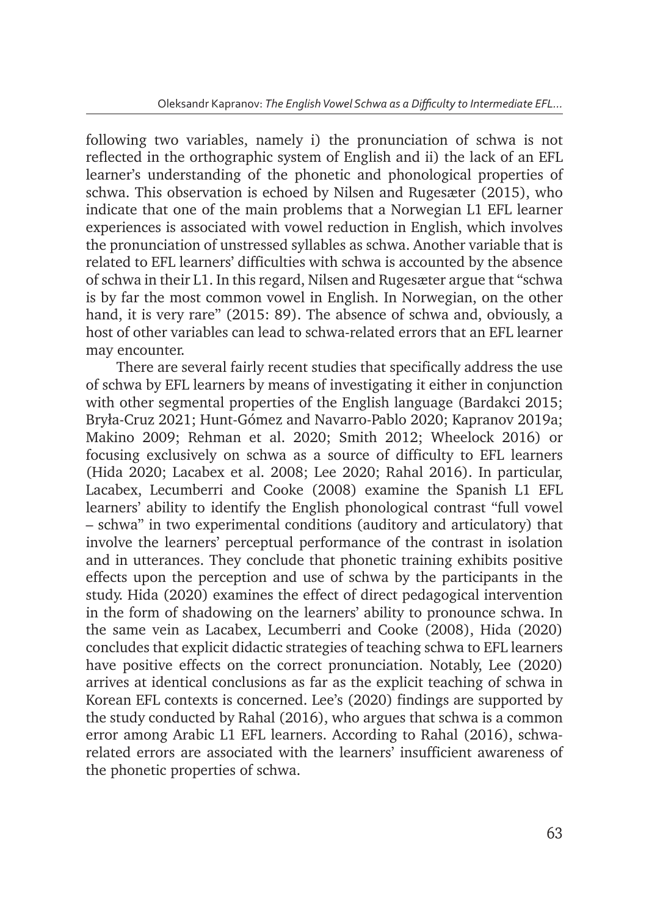following two variables, namely i) the pronunciation of schwa is not reflected in the orthographic system of English and ii) the lack of an EFL learner's understanding of the phonetic and phonological properties of schwa. This observation is echoed by Nilsen and Rugesæter (2015), who indicate that one of the main problems that a Norwegian L1 EFL learner experiences is associated with vowel reduction in English, which involves the pronunciation of unstressed syllables as schwa. Another variable that is related to EFL learners' difficulties with schwa is accounted by the absence of schwa in their L1. In this regard, Nilsen and Rugesæter argue that "schwa is by far the most common vowel in English. In Norwegian, on the other hand, it is very rare" (2015: 89). The absence of schwa and, obviously, a host of other variables can lead to schwa-related errors that an EFL learner may encounter.

There are several fairly recent studies that specifically address the use of schwa by EFL learners by means of investigating it either in conjunction with other segmental properties of the English language (Bardakci 2015; Bryła-Cruz 2021; Hunt-Gómez and Navarro-Pablo 2020; Kapranov 2019a; Makino 2009; Rehman et al. 2020; Smith 2012; Wheelock 2016) or focusing exclusively on schwa as a source of difficulty to EFL learners (Hida 2020; Lacabex et al. 2008; Lee 2020; Rahal 2016). In particular, Lacabex, Lecumberri and Cooke (2008) examine the Spanish L1 EFL learners' ability to identify the English phonological contrast "full vowel – schwa" in two experimental conditions (auditory and articulatory) that involve the learners' perceptual performance of the contrast in isolation and in utterances. They conclude that phonetic training exhibits positive effects upon the perception and use of schwa by the participants in the study. Hida (2020) examines the effect of direct pedagogical intervention in the form of shadowing on the learners' ability to pronounce schwa. In the same vein as Lacabex, Lecumberri and Cooke (2008), Hida (2020) concludes that explicit didactic strategies of teaching schwa to EFL learners have positive effects on the correct pronunciation. Notably, Lee (2020) arrives at identical conclusions as far as the explicit teaching of schwa in Korean EFL contexts is concerned. Lee's (2020) findings are supported by the study conducted by Rahal (2016), who argues that schwa is a common error among Arabic L1 EFL learners. According to Rahal (2016), schwa-related errors are associated with the learners' insufficient awareness of the phonetic properties of schwa.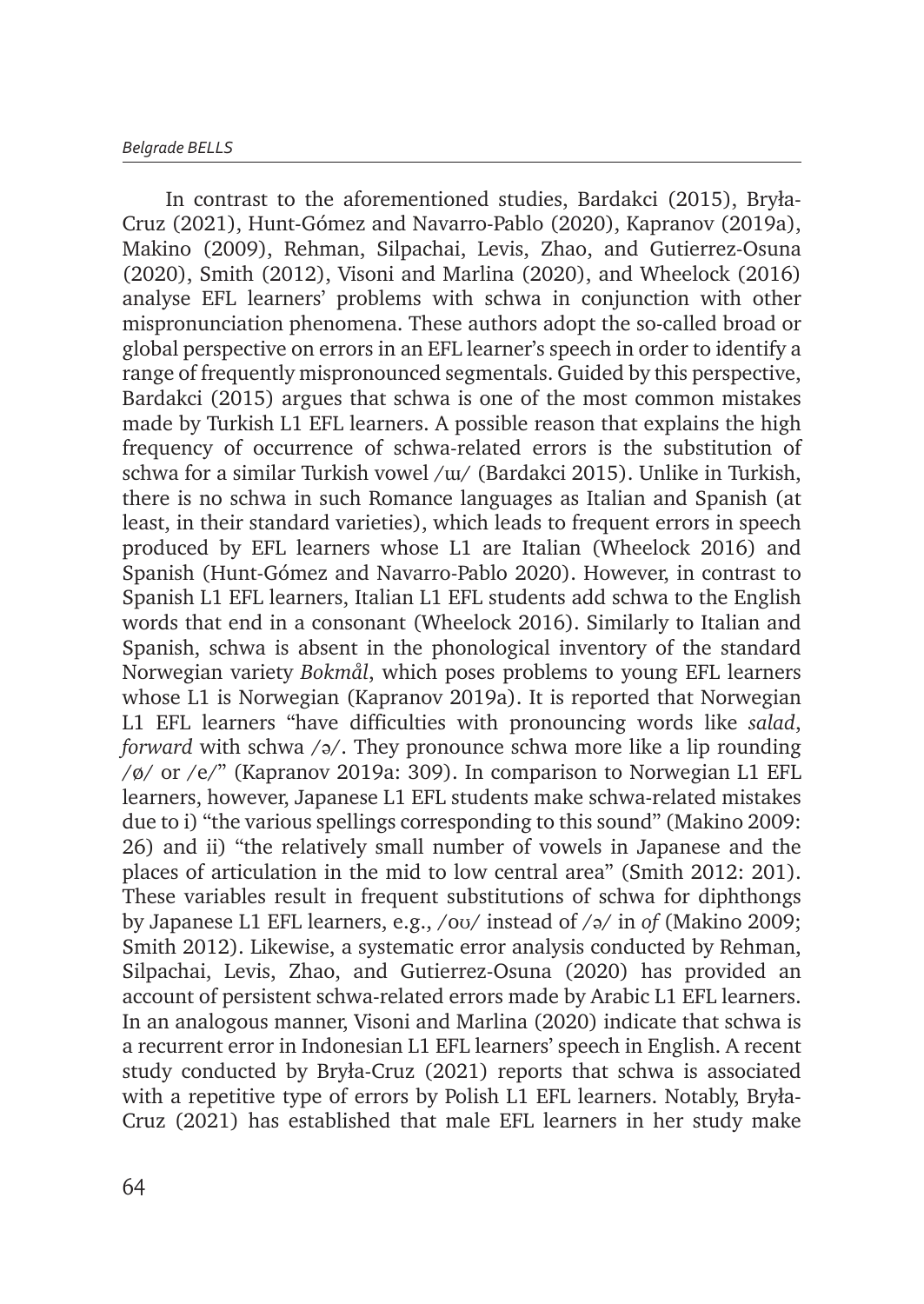In contrast to the aforementioned studies, Bardakci (2015), Bryła-Cruz (2021), Hunt-Gómez and Navarro-Pablo (2020), Kapranov (2019a), Makino (2009), Rehman, Silpachai, Levis, Zhao, and Gutierrez-Osuna (2020), Smith (2012), Visoni and Marlina (2020), and Wheelock (2016) analyse EFL learners' problems with schwa in conjunction with other mispronunciation phenomena. These authors adopt the so-called broad or global perspective on errors in an EFL learner's speech in order to identify a range of frequently mispronounced segmentals. Guided by this perspective, Bardakci (2015) argues that schwa is one of the most common mistakes made by Turkish L1 EFL learners. A possible reason that explains the high frequency of occurrence of schwa-related errors is the substitution of schwa for a similar Turkish vowel /ɯ/ (Bardakci 2015). Unlike in Turkish, there is no schwa in such Romance languages as Italian and Spanish (at least, in their standard varieties), which leads to frequent errors in speech produced by EFL learners whose L1 are Italian (Wheelock 2016) and Spanish (Hunt-Gómez and Navarro-Pablo 2020). However, in contrast to Spanish L1 EFL learners, Italian L1 EFL students add schwa to the English words that end in a consonant (Wheelock 2016). Similarly to Italian and Spanish, schwa is absent in the phonological inventory of the standard Norwegian variety *Bokmål*, which poses problems to young EFL learners whose L1 is Norwegian (Kapranov 2019a). It is reported that Norwegian L1 EFL learners "have difficulties with pronouncing words like *salad*, *forward* with schwa /ə/. They pronounce schwa more like a lip rounding /ø/ or /e/" (Kapranov 2019a: 309). In comparison to Norwegian L1 EFL learners, however, Japanese L1 EFL students make schwa-related mistakes due to i) "the various spellings corresponding to this sound" (Makino 2009: 26) and ii) "the relatively small number of vowels in Japanese and the places of articulation in the mid to low central area" (Smith 2012: 201). These variables result in frequent substitutions of schwa for diphthongs by Japanese L1 EFL learners, e.g., /oʊ/ instead of /ə/ in *of* (Makino 2009; Smith 2012). Likewise, a systematic error analysis conducted by Rehman, Silpachai, Levis, Zhao, and Gutierrez-Osuna (2020) has provided an account of persistent schwa-related errors made by Arabic L1 EFL learners. In an analogous manner, Visoni and Marlina (2020) indicate that schwa is a recurrent error in Indonesian L1 EFL learners' speech in English. A recent study conducted by Bryła-Cruz (2021) reports that schwa is associated with a repetitive type of errors by Polish L1 EFL learners. Notably, Bryła-Cruz (2021) has established that male EFL learners in her study make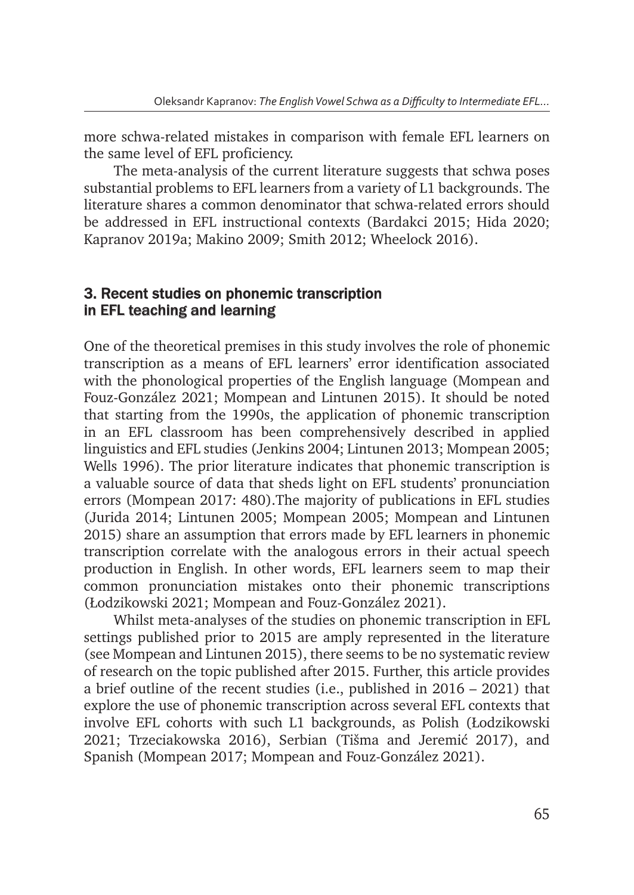more schwa-related mistakes in comparison with female EFL learners on the same level of EFL proficiency.

The meta-analysis of the current literature suggests that schwa poses substantial problems to EFL learners from a variety of L1 backgrounds. The literature shares a common denominator that schwa-related errors should be addressed in EFL instructional contexts (Bardakci 2015; Hida 2020; Kapranov 2019a; Makino 2009; Smith 2012; Wheelock 2016).

## 3. Recent studies on phonemic transcription in EFL teaching and learning

One of the theoretical premises in this study involves the role of phonemic transcription as a means of EFL learners' error identification associated with the phonological properties of the English language (Mompean and Fouz-González 2021; Mompean and Lintunen 2015). It should be noted that starting from the 1990s, the application of phonemic transcription in an EFL classroom has been comprehensively described in applied linguistics and EFL studies (Jenkins 2004; Lintunen 2013; Mompean 2005; Wells 1996). The prior literature indicates that phonemic transcription is a valuable source of data that sheds light on EFL students' pronunciation errors (Mompean 2017: 480).The majority of publications in EFL studies (Jurida 2014; Lintunen 2005; Mompean 2005; Mompean and Lintunen 2015) share an assumption that errors made by EFL learners in phonemic transcription correlate with the analogous errors in their actual speech production in English. In other words, EFL learners seem to map their common pronunciation mistakes onto their phonemic transcriptions (Łodzikowski 2021; Mompean and Fouz-González 2021).

Whilst meta-analyses of the studies on phonemic transcription in EFL settings published prior to 2015 are amply represented in the literature (see Mompean and Lintunen 2015), there seems to be no systematic review of research on the topic published after 2015. Further, this article provides a brief outline of the recent studies (i.e., published in 2016 – 2021) that explore the use of phonemic transcription across several EFL contexts that involve EFL cohorts with such L1 backgrounds, as Polish (Łodzikowski 2021; Trzeciakowska 2016), Serbian (Tišma and Jeremić 2017), and Spanish (Mompean 2017; Mompean and Fouz-González 2021).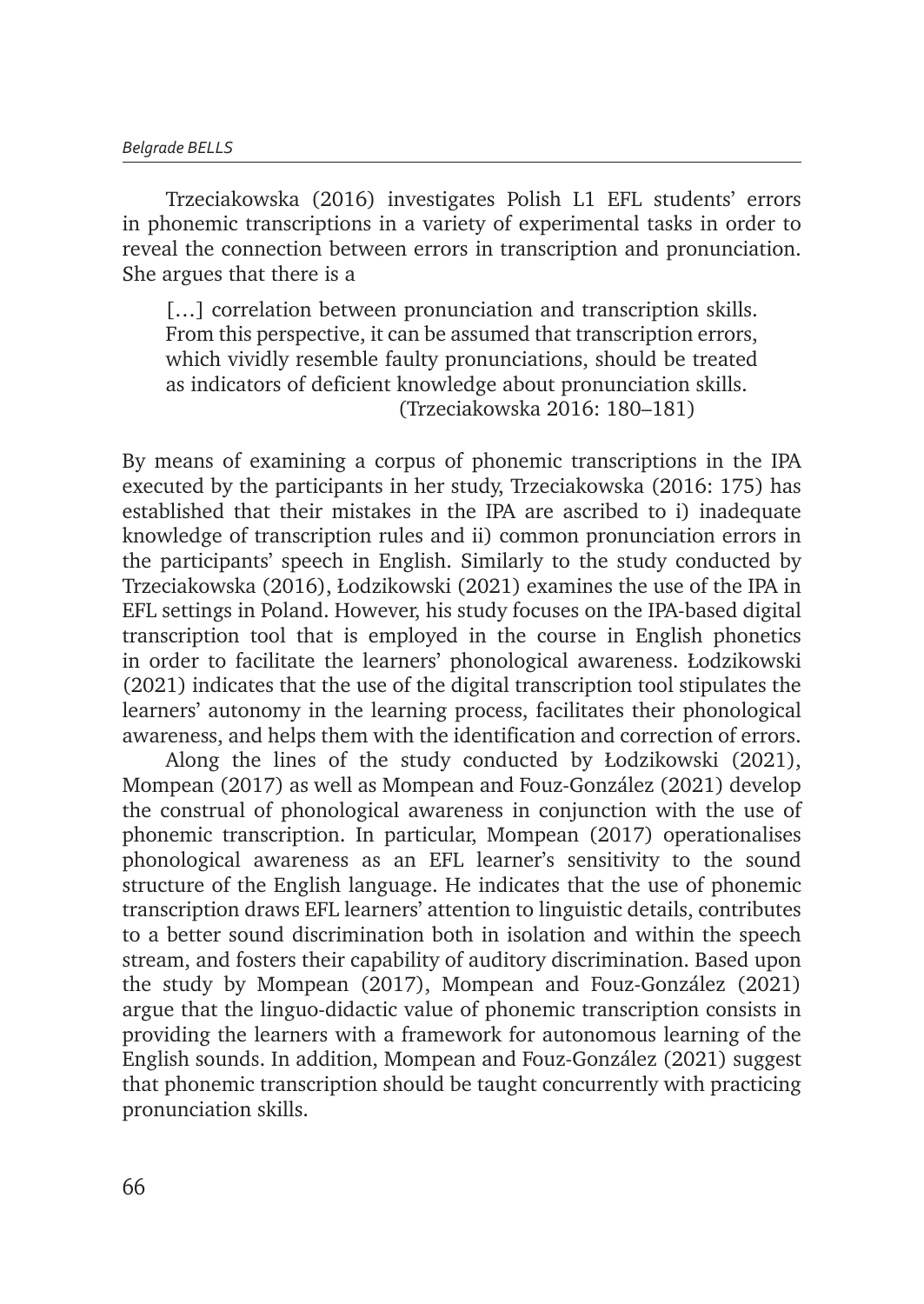Trzeciakowska (2016) investigates Polish L1 EFL students' errors in phonemic transcriptions in a variety of experimental tasks in order to reveal the connection between errors in transcription and pronunciation. She argues that there is a

> […] correlation between pronunciation and transcription skills. From this perspective, it can be assumed that transcription errors, which vividly resemble faulty pronunciations, should be treated as indicators of deficient knowledge about pronunciation skills.
> (Trzeciakowska 2016: 180–181)

By means of examining a corpus of phonemic transcriptions in the IPA executed by the participants in her study, Trzeciakowska (2016: 175) has established that their mistakes in the IPA are ascribed to i) inadequate knowledge of transcription rules and ii) common pronunciation errors in the participants' speech in English. Similarly to the study conducted by Trzeciakowska (2016), Łodzikowski (2021) examines the use of the IPA in EFL settings in Poland. However, his study focuses on the IPA-based digital transcription tool that is employed in the course in English phonetics in order to facilitate the learners' phonological awareness. Łodzikowski (2021) indicates that the use of the digital transcription tool stipulates the learners' autonomy in the learning process, facilitates their phonological awareness, and helps them with the identification and correction of errors.

Along the lines of the study conducted by Łodzikowski (2021), Mompean (2017) as well as Mompean and Fouz-González (2021) develop the construal of phonological awareness in conjunction with the use of phonemic transcription. In particular, Mompean (2017) operationalises phonological awareness as an EFL learner's sensitivity to the sound structure of the English language. He indicates that the use of phonemic transcription draws EFL learners' attention to linguistic details, contributes to a better sound discrimination both in isolation and within the speech stream, and fosters their capability of auditory discrimination. Based upon the study by Mompean (2017), Mompean and Fouz-González (2021) argue that the linguo-didactic value of phonemic transcription consists in providing the learners with a framework for autonomous learning of the English sounds. In addition, Mompean and Fouz-González (2021) suggest that phonemic transcription should be taught concurrently with practicing pronunciation skills.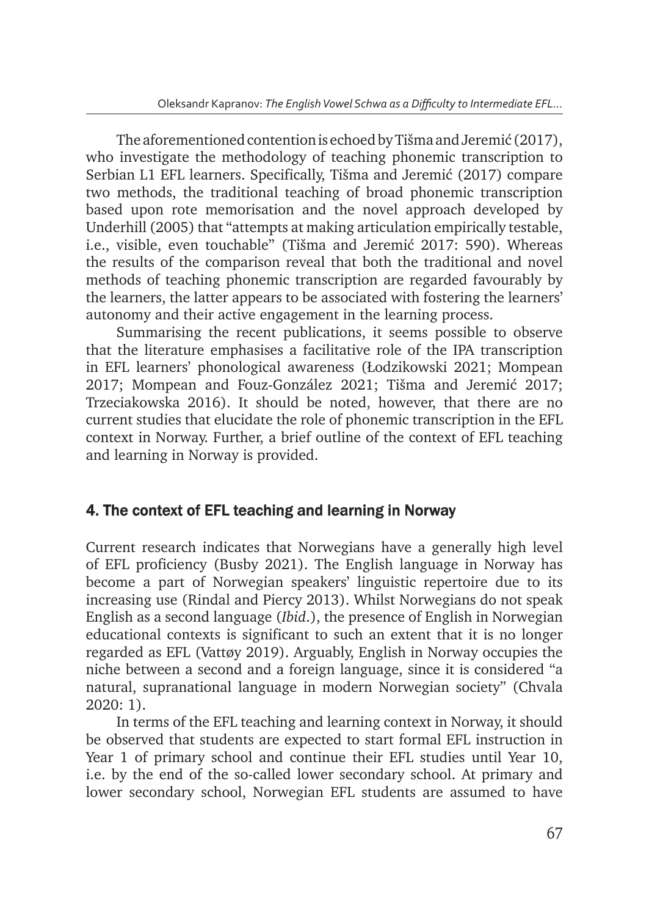The aforementioned contention is echoed by Tišma and Jeremić (2017), who investigate the methodology of teaching phonemic transcription to Serbian L1 EFL learners. Specifically, Tišma and Jeremić (2017) compare two methods, the traditional teaching of broad phonemic transcription based upon rote memorisation and the novel approach developed by Underhill (2005) that "attempts at making articulation empirically testable, i.e., visible, even touchable" (Tišma and Jeremić 2017: 590). Whereas the results of the comparison reveal that both the traditional and novel methods of teaching phonemic transcription are regarded favourably by the learners, the latter appears to be associated with fostering the learners' autonomy and their active engagement in the learning process.

Summarising the recent publications, it seems possible to observe that the literature emphasises a facilitative role of the IPA transcription in EFL learners' phonological awareness (Łodzikowski 2021; Mompean 2017; Mompean and Fouz-González 2021; Tišma and Jeremić 2017; Trzeciakowska 2016). It should be noted, however, that there are no current studies that elucidate the role of phonemic transcription in the EFL context in Norway. Further, a brief outline of the context of EFL teaching and learning in Norway is provided.

## 4. The context of EFL teaching and learning in Norway

Current research indicates that Norwegians have a generally high level of EFL proficiency (Busby 2021). The English language in Norway has become a part of Norwegian speakers' linguistic repertoire due to its increasing use (Rindal and Piercy 2013). Whilst Norwegians do not speak English as a second language (*Ibid*.), the presence of English in Norwegian educational contexts is significant to such an extent that it is no longer regarded as EFL (Vattøy 2019). Arguably, English in Norway occupies the niche between a second and a foreign language, since it is considered "a natural, supranational language in modern Norwegian society" (Chvala 2020: 1).

In terms of the EFL teaching and learning context in Norway, it should be observed that students are expected to start formal EFL instruction in Year 1 of primary school and continue their EFL studies until Year 10, i.e. by the end of the so-called lower secondary school. At primary and lower secondary school, Norwegian EFL students are assumed to have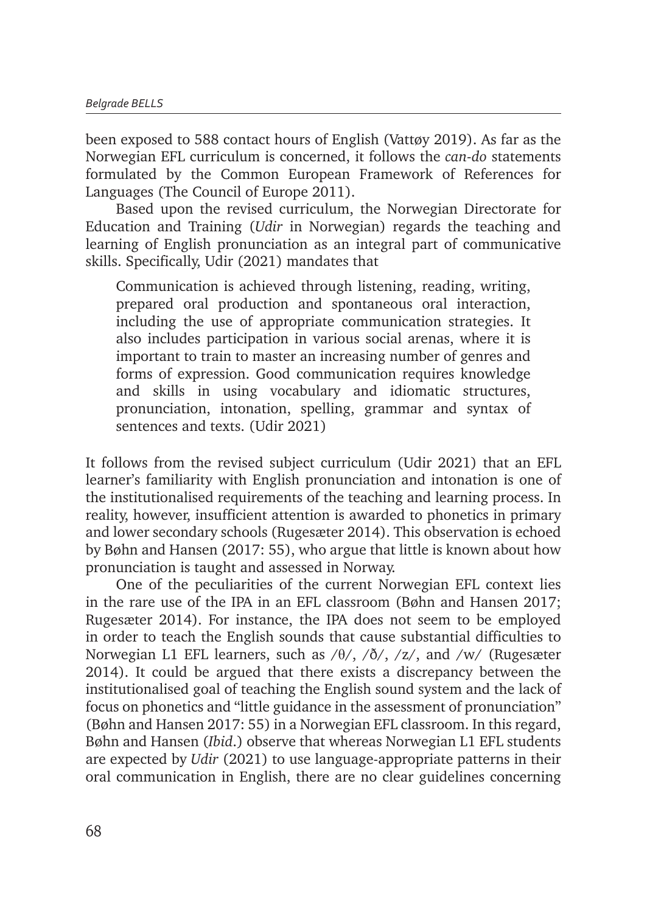been exposed to 588 contact hours of English (Vattøy 2019). As far as the Norwegian EFL curriculum is concerned, it follows the *can-do* statements formulated by the Common European Framework of References for Languages (The Council of Europe 2011).

Based upon the revised curriculum, the Norwegian Directorate for Education and Training (*Udir* in Norwegian) regards the teaching and learning of English pronunciation as an integral part of communicative skills. Specifically, Udir (2021) mandates that

> Communication is achieved through listening, reading, writing, prepared oral production and spontaneous oral interaction, including the use of appropriate communication strategies. It also includes participation in various social arenas, where it is important to train to master an increasing number of genres and forms of expression. Good communication requires knowledge and skills in using vocabulary and idiomatic structures, pronunciation, intonation, spelling, grammar and syntax of sentences and texts. (Udir 2021)

It follows from the revised subject curriculum (Udir 2021) that an EFL learner's familiarity with English pronunciation and intonation is one of the institutionalised requirements of the teaching and learning process. In reality, however, insufficient attention is awarded to phonetics in primary and lower secondary schools (Rugesæter 2014). This observation is echoed by Bøhn and Hansen (2017: 55), who argue that little is known about how pronunciation is taught and assessed in Norway.

One of the peculiarities of the current Norwegian EFL context lies in the rare use of the IPA in an EFL classroom (Bøhn and Hansen 2017; Rugesæter 2014). For instance, the IPA does not seem to be employed in order to teach the English sounds that cause substantial difficulties to Norwegian L1 EFL learners, such as /θ/, /ð/, /z/, and /w/ (Rugesæter 2014). It could be argued that there exists a discrepancy between the institutionalised goal of teaching the English sound system and the lack of focus on phonetics and "little guidance in the assessment of pronunciation" (Bøhn and Hansen 2017: 55) in a Norwegian EFL classroom. In this regard, Bøhn and Hansen (*Ibid*.) observe that whereas Norwegian L1 EFL students are expected by *Udir* (2021) to use language-appropriate patterns in their oral communication in English, there are no clear guidelines concerning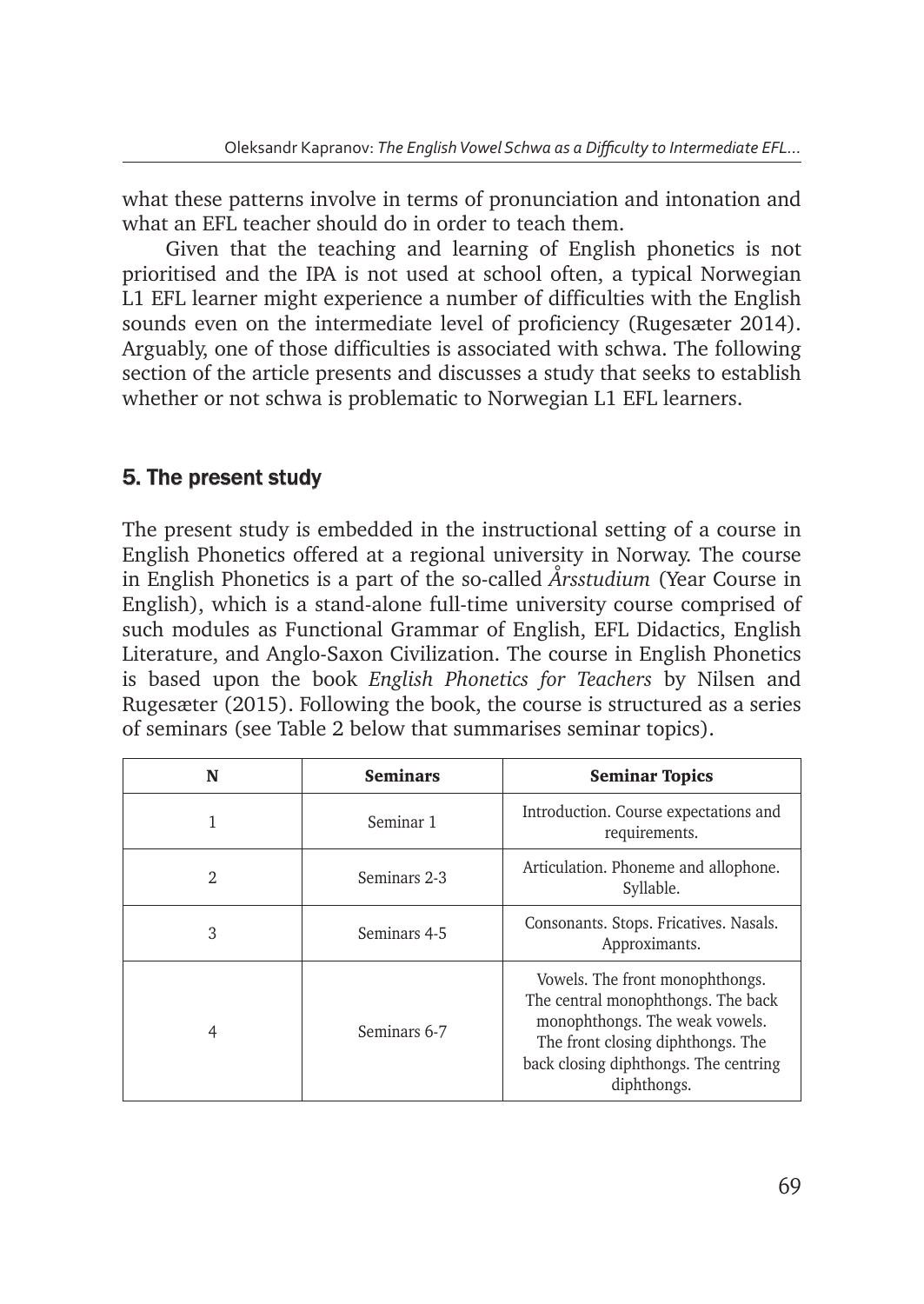what these patterns involve in terms of pronunciation and intonation and what an EFL teacher should do in order to teach them.

Given that the teaching and learning of English phonetics is not prioritised and the IPA is not used at school often, a typical Norwegian L1 EFL learner might experience a number of difficulties with the English sounds even on the intermediate level of proficiency (Rugesæter 2014). Arguably, one of those difficulties is associated with schwa. The following section of the article presents and discusses a study that seeks to establish whether or not schwa is problematic to Norwegian L1 EFL learners.

## 5. The present study

The present study is embedded in the instructional setting of a course in English Phonetics offered at a regional university in Norway. The course in English Phonetics is a part of the so-called *Årsstudium* (Year Course in English), which is a stand-alone full-time university course comprised of such modules as Functional Grammar of English, EFL Didactics, English Literature, and Anglo-Saxon Civilization. The course in English Phonetics is based upon the book *English Phonetics for Teachers* by Nilsen and Rugesæter (2015). Following the book, the course is structured as a series of seminars (see Table 2 below that summarises seminar topics).

| N | Seminars | Seminar Topics |
|---|---|---|
| 1 | Seminar 1 | Introduction. Course expectations and requirements. |
| 2 | Seminars 2-3 | Articulation. Phoneme and allophone. Syllable. |
| 3 | Seminars 4-5 | Consonants. Stops. Fricatives. Nasals. Approximants. |
| 4 | Seminars 6-7 | Vowels. The front monophthongs. The central monophthongs. The back monophthongs. The weak vowels. The front closing diphthongs. The back closing diphthongs. The centring diphthongs. |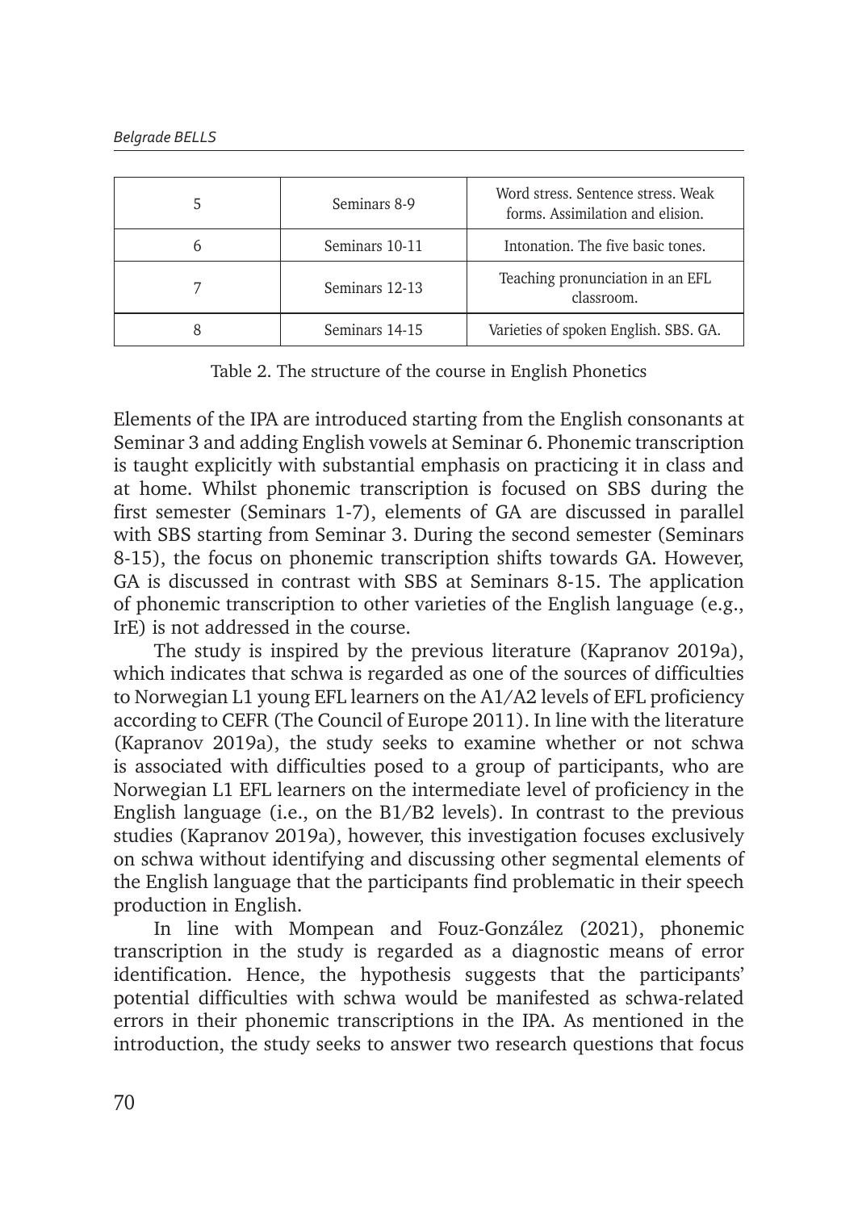| 5 | Seminars 8-9 | Word stress. Sentence stress. Weak forms. Assimilation and elision. |
|---|---|---|
| 6 | Seminars 10-11 | Intonation. The five basic tones. |
| 7 | Seminars 12-13 | Teaching pronunciation in an EFL classroom. |
| 8 | Seminars 14-15 | Varieties of spoken English. SBS. GA. |

Table 2. The structure of the course in English Phonetics

Elements of the IPA are introduced starting from the English consonants at Seminar 3 and adding English vowels at Seminar 6. Phonemic transcription is taught explicitly with substantial emphasis on practicing it in class and at home. Whilst phonemic transcription is focused on SBS during the first semester (Seminars 1-7), elements of GA are discussed in parallel with SBS starting from Seminar 3. During the second semester (Seminars 8-15), the focus on phonemic transcription shifts towards GA. However, GA is discussed in contrast with SBS at Seminars 8-15. The application of phonemic transcription to other varieties of the English language (e.g., IrE) is not addressed in the course.

The study is inspired by the previous literature (Kapranov 2019a), which indicates that schwa is regarded as one of the sources of difficulties to Norwegian L1 young EFL learners on the A1/A2 levels of EFL proficiency according to CEFR (The Council of Europe 2011). In line with the literature (Kapranov 2019a), the study seeks to examine whether or not schwa is associated with difficulties posed to a group of participants, who are Norwegian L1 EFL learners on the intermediate level of proficiency in the English language (i.e., on the B1/B2 levels). In contrast to the previous studies (Kapranov 2019a), however, this investigation focuses exclusively on schwa without identifying and discussing other segmental elements of the English language that the participants find problematic in their speech production in English.

In line with Mompean and Fouz-González (2021), phonemic transcription in the study is regarded as a diagnostic means of error identification. Hence, the hypothesis suggests that the participants' potential difficulties with schwa would be manifested as schwa-related errors in their phonemic transcriptions in the IPA. As mentioned in the introduction, the study seeks to answer two research questions that focus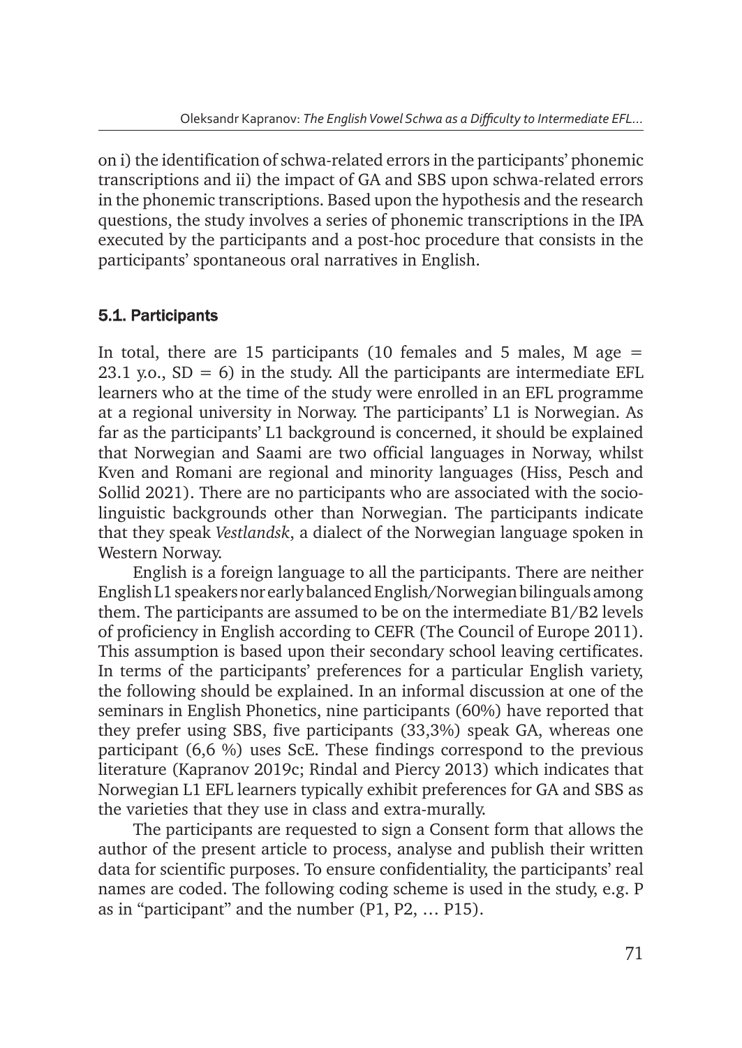on i) the identification of schwa-related errors in the participants' phonemic transcriptions and ii) the impact of GA and SBS upon schwa-related errors in the phonemic transcriptions. Based upon the hypothesis and the research questions, the study involves a series of phonemic transcriptions in the IPA executed by the participants and a post-hoc procedure that consists in the participants' spontaneous oral narratives in English.

### 5.1. Participants

In total, there are 15 participants (10 females and 5 males, M age = 23.1 y.o., SD = 6) in the study. All the participants are intermediate EFL learners who at the time of the study were enrolled in an EFL programme at a regional university in Norway. The participants' L1 is Norwegian. As far as the participants' L1 background is concerned, it should be explained that Norwegian and Saami are two official languages in Norway, whilst Kven and Romani are regional and minority languages (Hiss, Pesch and Sollid 2021). There are no participants who are associated with the socio-linguistic backgrounds other than Norwegian. The participants indicate that they speak *Vestlandsk*, a dialect of the Norwegian language spoken in Western Norway.

English is a foreign language to all the participants. There are neither English L1 speakers nor early balanced English/Norwegian bilinguals among them. The participants are assumed to be on the intermediate B1/B2 levels of proficiency in English according to CEFR (The Council of Europe 2011). This assumption is based upon their secondary school leaving certificates. In terms of the participants' preferences for a particular English variety, the following should be explained. In an informal discussion at one of the seminars in English Phonetics, nine participants (60%) have reported that they prefer using SBS, five participants (33,3%) speak GA, whereas one participant (6,6 %) uses ScE. These findings correspond to the previous literature (Kapranov 2019c; Rindal and Piercy 2013) which indicates that Norwegian L1 EFL learners typically exhibit preferences for GA and SBS as the varieties that they use in class and extra-murally.

The participants are requested to sign a Consent form that allows the author of the present article to process, analyse and publish their written data for scientific purposes. To ensure confidentiality, the participants' real names are coded. The following coding scheme is used in the study, e.g. P as in "participant" and the number (P1, P2, … P15).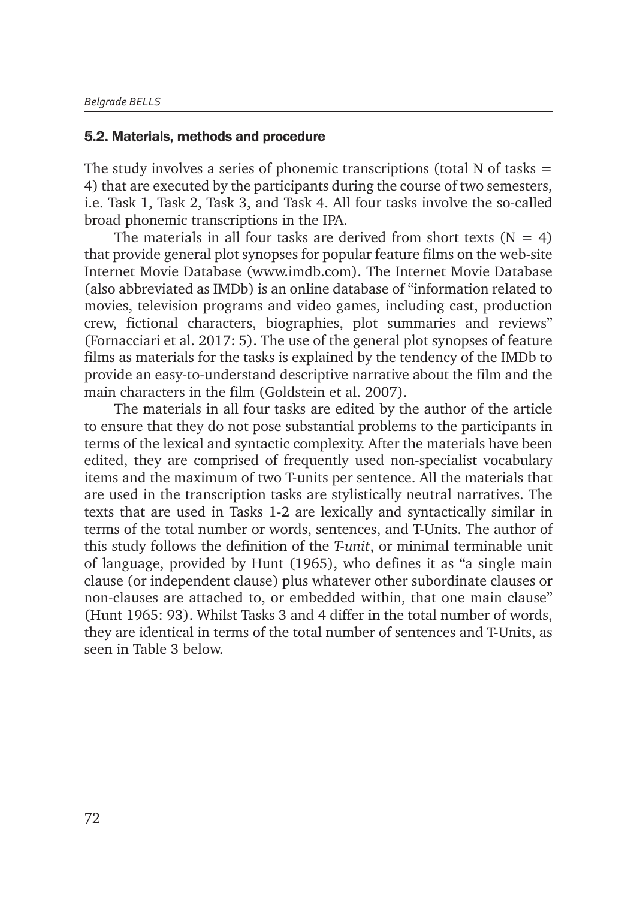## 5.2. Materials, methods and procedure

The study involves a series of phonemic transcriptions (total N of tasks = 4) that are executed by the participants during the course of two semesters, i.e. Task 1, Task 2, Task 3, and Task 4. All four tasks involve the so-called broad phonemic transcriptions in the IPA.

The materials in all four tasks are derived from short texts (N = 4) that provide general plot synopses for popular feature films on the web-site Internet Movie Database (www.imdb.com). The Internet Movie Database (also abbreviated as IMDb) is an online database of "information related to movies, television programs and video games, including cast, production crew, fictional characters, biographies, plot summaries and reviews" (Fornacciari et al. 2017: 5). The use of the general plot synopses of feature films as materials for the tasks is explained by the tendency of the IMDb to provide an easy-to-understand descriptive narrative about the film and the main characters in the film (Goldstein et al. 2007).

The materials in all four tasks are edited by the author of the article to ensure that they do not pose substantial problems to the participants in terms of the lexical and syntactic complexity. After the materials have been edited, they are comprised of frequently used non-specialist vocabulary items and the maximum of two T-units per sentence. All the materials that are used in the transcription tasks are stylistically neutral narratives. The texts that are used in Tasks 1-2 are lexically and syntactically similar in terms of the total number or words, sentences, and T-Units. The author of this study follows the definition of the *T-unit*, or minimal terminable unit of language, provided by Hunt (1965), who defines it as "a single main clause (or independent clause) plus whatever other subordinate clauses or non-clauses are attached to, or embedded within, that one main clause" (Hunt 1965: 93). Whilst Tasks 3 and 4 differ in the total number of words, they are identical in terms of the total number of sentences and T-Units, as seen in Table 3 below.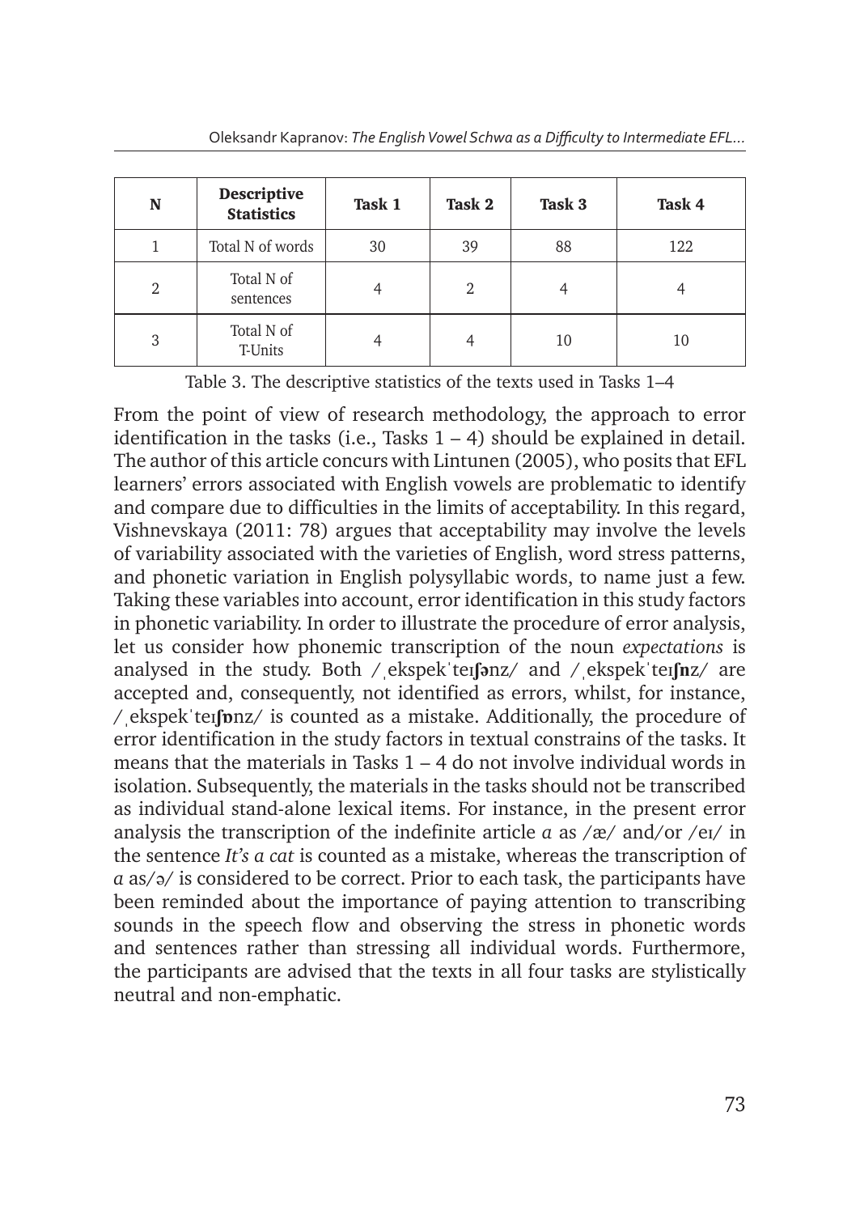| N | Descriptive Statistics | Task 1 | Task 2 | Task 3 | Task 4 |
|---|---|---|---|---|---|
| 1 | Total N of words | 30 | 39 | 88 | 122 |
| 2 | Total N of sentences | 4 | 2 | 4 | 4 |
| 3 | Total N of T-Units | 4 | 4 | 10 | 10 |

Table 3. The descriptive statistics of the texts used in Tasks 1–4

From the point of view of research methodology, the approach to error identification in the tasks (i.e., Tasks 1 – 4) should be explained in detail. The author of this article concurs with Lintunen (2005), who posits that EFL learners' errors associated with English vowels are problematic to identify and compare due to difficulties in the limits of acceptability. In this regard, Vishnevskaya (2011: 78) argues that acceptability may involve the levels of variability associated with the varieties of English, word stress patterns, and phonetic variation in English polysyllabic words, to name just a few. Taking these variables into account, error identification in this study factors in phonetic variability. In order to illustrate the procedure of error analysis, let us consider how phonemic transcription of the noun *expectations* is analysed in the study. Both /ˌekspekˈteɪ**ʃə**nz/ and /ˌekspekˈteɪ**ʃn**z/ are accepted and, consequently, not identified as errors, whilst, for instance, /ˌekspekˈteɪ**ʃɒ**nz/ is counted as a mistake. Additionally, the procedure of error identification in the study factors in textual constrains of the tasks. It means that the materials in Tasks 1 – 4 do not involve individual words in isolation. Subsequently, the materials in the tasks should not be transcribed as individual stand-alone lexical items. For instance, in the present error analysis the transcription of the indefinite article *a* as /æ/ and/or /eɪ/ in the sentence *It's a cat* is counted as a mistake, whereas the transcription of *a* as/ə/ is considered to be correct. Prior to each task, the participants have been reminded about the importance of paying attention to transcribing sounds in the speech flow and observing the stress in phonetic words and sentences rather than stressing all individual words. Furthermore, the participants are advised that the texts in all four tasks are stylistically neutral and non-emphatic.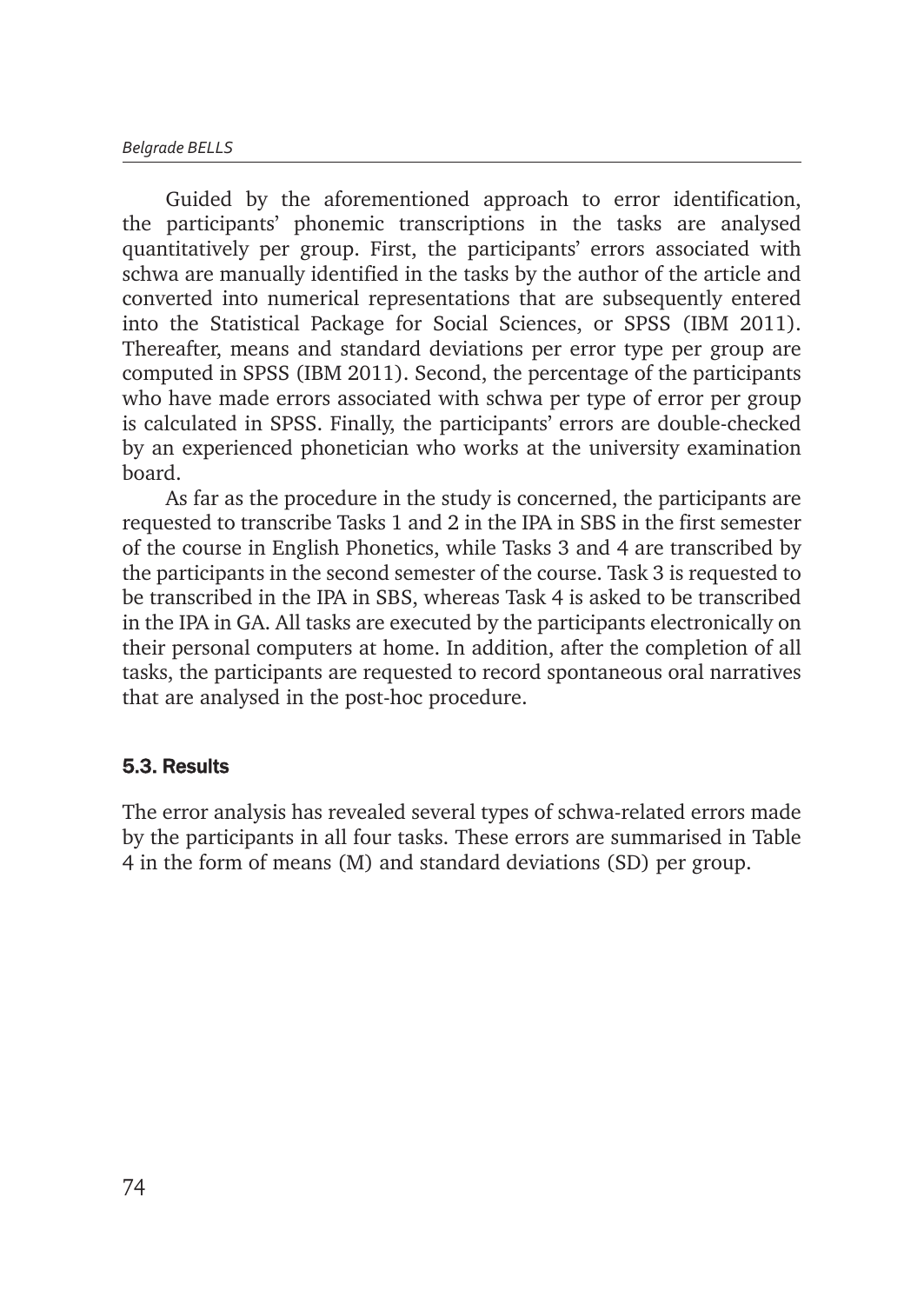Guided by the aforementioned approach to error identification, the participants' phonemic transcriptions in the tasks are analysed quantitatively per group. First, the participants' errors associated with schwa are manually identified in the tasks by the author of the article and converted into numerical representations that are subsequently entered into the Statistical Package for Social Sciences, or SPSS (IBM 2011). Thereafter, means and standard deviations per error type per group are computed in SPSS (IBM 2011). Second, the percentage of the participants who have made errors associated with schwa per type of error per group is calculated in SPSS. Finally, the participants' errors are double-checked by an experienced phonetician who works at the university examination board.

As far as the procedure in the study is concerned, the participants are requested to transcribe Tasks 1 and 2 in the IPA in SBS in the first semester of the course in English Phonetics, while Tasks 3 and 4 are transcribed by the participants in the second semester of the course. Task 3 is requested to be transcribed in the IPA in SBS, whereas Task 4 is asked to be transcribed in the IPA in GA. All tasks are executed by the participants electronically on their personal computers at home. In addition, after the completion of all tasks, the participants are requested to record spontaneous oral narratives that are analysed in the post-hoc procedure.

### 5.3. Results

The error analysis has revealed several types of schwa-related errors made by the participants in all four tasks. These errors are summarised in Table 4 in the form of means (M) and standard deviations (SD) per group.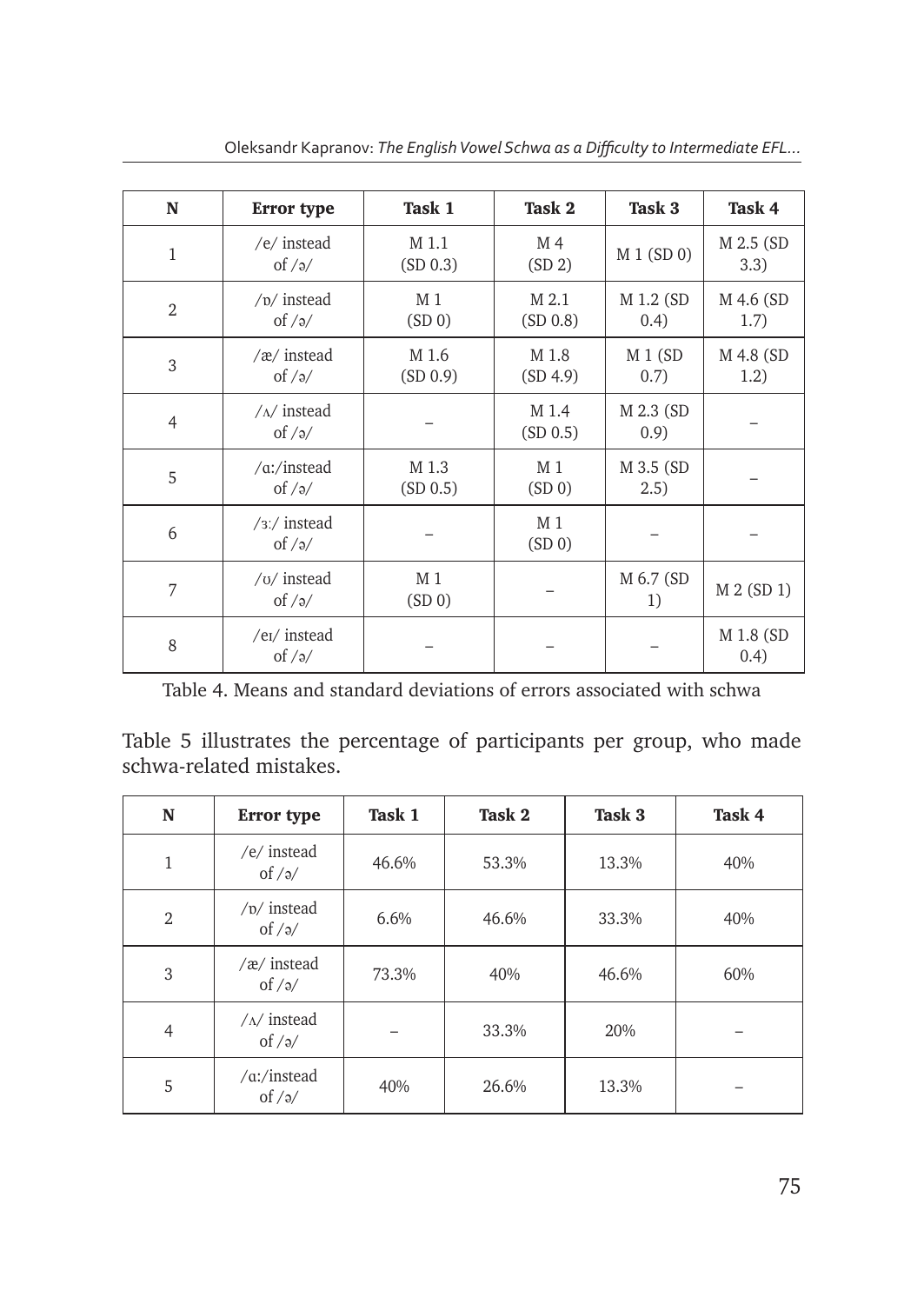| N | Error type | Task 1 | Task 2 | Task 3 | Task 4 |
|---|---|---|---|---|---|
| 1 | /e/ instead of /ə/ | M 1.1 (SD 0.3) | M 4 (SD 2) | M 1 (SD 0) | M 2.5 (SD 3.3) |
| 2 | /ɒ/ instead of /ə/ | M 1 (SD 0) | M 2.1 (SD 0.8) | M 1.2 (SD 0.4) | M 4.6 (SD 1.7) |
| 3 | /æ/ instead of /ə/ | M 1.6 (SD 0.9) | M 1.8 (SD 4.9) | M 1 (SD 0.7) | M 4.8 (SD 1.2) |
| 4 | /ʌ/ instead of /ə/ | – | M 1.4 (SD 0.5) | M 2.3 (SD 0.9) | – |
| 5 | /ɑ:/instead of /ə/ | M 1.3 (SD 0.5) | M 1 (SD 0) | M 3.5 (SD 2.5) | – |
| 6 | /ɜ:/ instead of /ə/ | – | M 1 (SD 0) | – | – |
| 7 | /ʊ/ instead of /ə/ | M 1 (SD 0) | – | M 6.7 (SD 1) | M 2 (SD 1) |
| 8 | /eɪ/ instead of /ə/ | – | – | – | M 1.8 (SD 0.4) |

Table 4. Means and standard deviations of errors associated with schwa

Table 5 illustrates the percentage of participants per group, who made schwa-related mistakes.

| N | Error type | Task 1 | Task 2 | Task 3 | Task 4 |
|---|---|---|---|---|---|
| 1 | /e/ instead of /ə/ | 46.6% | 53.3% | 13.3% | 40% |
| 2 | /ɒ/ instead of /ə/ | 6.6% | 46.6% | 33.3% | 40% |
| 3 | /æ/ instead of /ə/ | 73.3% | 40% | 46.6% | 60% |
| 4 | /ʌ/ instead of /ə/ | – | 33.3% | 20% | – |
| 5 | /ɑ:/instead of /ə/ | 40% | 26.6% | 13.3% | – |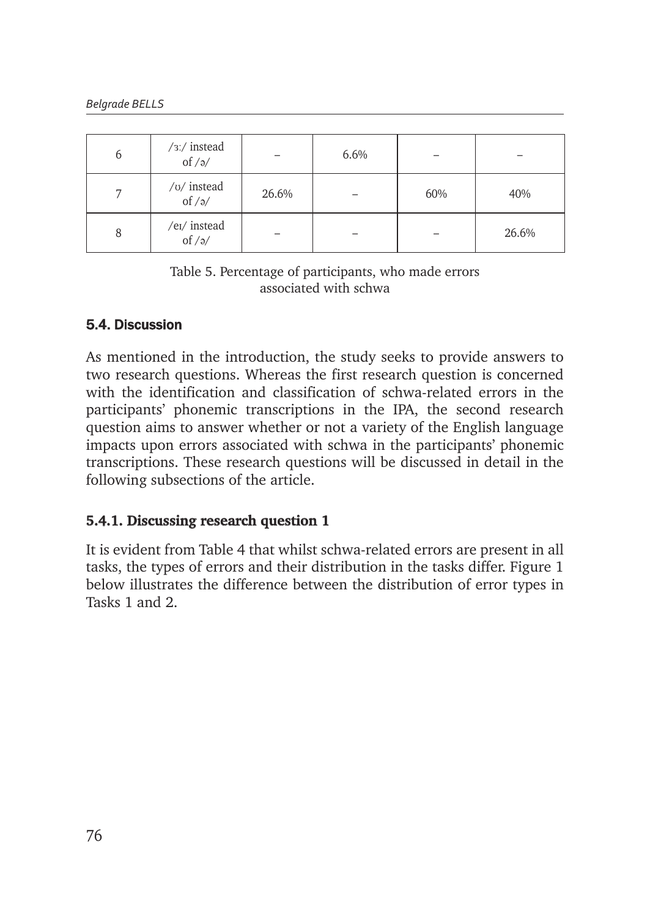| 6 | /ɜː/ instead of /ə/ | – | 6.6% | – | – |
|---|---|---|---|---|---|
| 7 | /ʊ/ instead of /ə/ | 26.6% | – | 60% | 40% |
| 8 | /eɪ/ instead of /ə/ | – | – | – | 26.6% |

Table 5. Percentage of participants, who made errors associated with schwa

### 5.4. Discussion

As mentioned in the introduction, the study seeks to provide answers to two research questions. Whereas the first research question is concerned with the identification and classification of schwa-related errors in the participants' phonemic transcriptions in the IPA, the second research question aims to answer whether or not a variety of the English language impacts upon errors associated with schwa in the participants' phonemic transcriptions. These research questions will be discussed in detail in the following subsections of the article.

#### 5.4.1. Discussing research question 1

It is evident from Table 4 that whilst schwa-related errors are present in all tasks, the types of errors and their distribution in the tasks differ. Figure 1 below illustrates the difference between the distribution of error types in Tasks 1 and 2.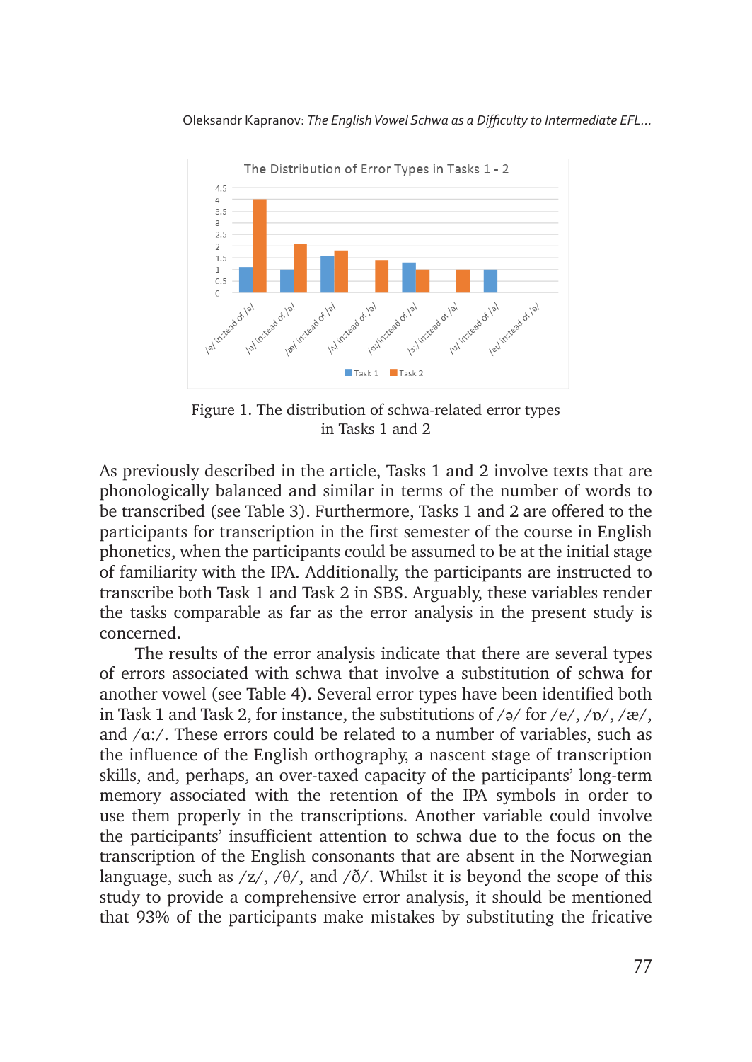Figure 1. The distribution of schwa-related error types in Tasks 1 and 2

As previously described in the article, Tasks 1 and 2 involve texts that are phonologically balanced and similar in terms of the number of words to be transcribed (see Table 3). Furthermore, Tasks 1 and 2 are offered to the participants for transcription in the first semester of the course in English phonetics, when the participants could be assumed to be at the initial stage of familiarity with the IPA. Additionally, the participants are instructed to transcribe both Task 1 and Task 2 in SBS. Arguably, these variables render the tasks comparable as far as the error analysis in the present study is concerned.

The results of the error analysis indicate that there are several types of errors associated with schwa that involve a substitution of schwa for another vowel (see Table 4). Several error types have been identified both in Task 1 and Task 2, for instance, the substitutions of /ə/ for /e/, /ɒ/, /æ/, and /ɑ:/. These errors could be related to a number of variables, such as the influence of the English orthography, a nascent stage of transcription skills, and, perhaps, an over-taxed capacity of the participants' long-term memory associated with the retention of the IPA symbols in order to use them properly in the transcriptions. Another variable could involve the participants' insufficient attention to schwa due to the focus on the transcription of the English consonants that are absent in the Norwegian language, such as /z/, /θ/, and /ð/. Whilst it is beyond the scope of this study to provide a comprehensive error analysis, it should be mentioned that 93% of the participants make mistakes by substituting the fricative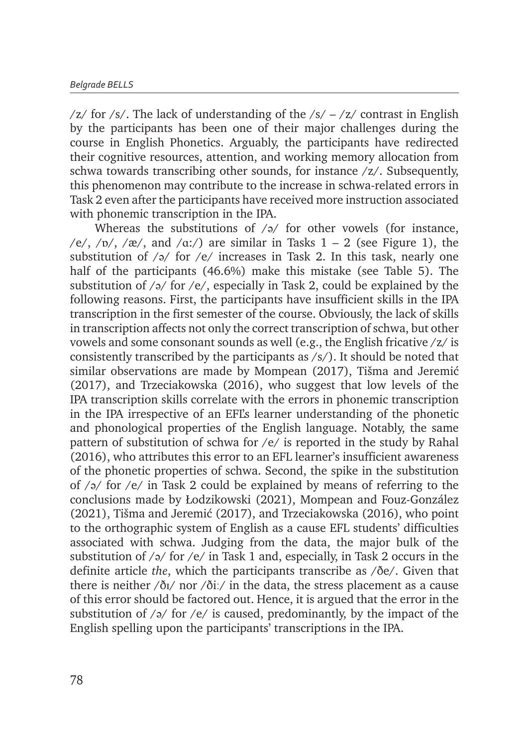/z/ for /s/. The lack of understanding of the /s/ – /z/ contrast in English by the participants has been one of their major challenges during the course in English Phonetics. Arguably, the participants have redirected their cognitive resources, attention, and working memory allocation from schwa towards transcribing other sounds, for instance /z/. Subsequently, this phenomenon may contribute to the increase in schwa-related errors in Task 2 even after the participants have received more instruction associated with phonemic transcription in the IPA.

Whereas the substitutions of /ə/ for other vowels (for instance, /e/, /ɒ/, /æ/, and /ɑː/) are similar in Tasks 1 – 2 (see Figure 1), the substitution of /ə/ for /e/ increases in Task 2. In this task, nearly one half of the participants (46.6%) make this mistake (see Table 5). The substitution of /ə/ for /e/, especially in Task 2, could be explained by the following reasons. First, the participants have insufficient skills in the IPA transcription in the first semester of the course. Obviously, the lack of skills in transcription affects not only the correct transcription of schwa, but other vowels and some consonant sounds as well (e.g., the English fricative /z/ is consistently transcribed by the participants as /s/). It should be noted that similar observations are made by Mompean (2017), Tišma and Jeremić (2017), and Trzeciakowska (2016), who suggest that low levels of the IPA transcription skills correlate with the errors in phonemic transcription in the IPA irrespective of an EFL's learner understanding of the phonetic and phonological properties of the English language. Notably, the same pattern of substitution of schwa for /e/ is reported in the study by Rahal (2016), who attributes this error to an EFL learner's insufficient awareness of the phonetic properties of schwa. Second, the spike in the substitution of /ə/ for /e/ in Task 2 could be explained by means of referring to the conclusions made by Łodzikowski (2021), Mompean and Fouz-González (2021), Tišma and Jeremić (2017), and Trzeciakowska (2016), who point to the orthographic system of English as a cause EFL students' difficulties associated with schwa. Judging from the data, the major bulk of the substitution of /ə/ for /e/ in Task 1 and, especially, in Task 2 occurs in the definite article *the*, which the participants transcribe as /ðe/. Given that there is neither /ðɪ/ nor /ðiː/ in the data, the stress placement as a cause of this error should be factored out. Hence, it is argued that the error in the substitution of /ə/ for /e/ is caused, predominantly, by the impact of the English spelling upon the participants' transcriptions in the IPA.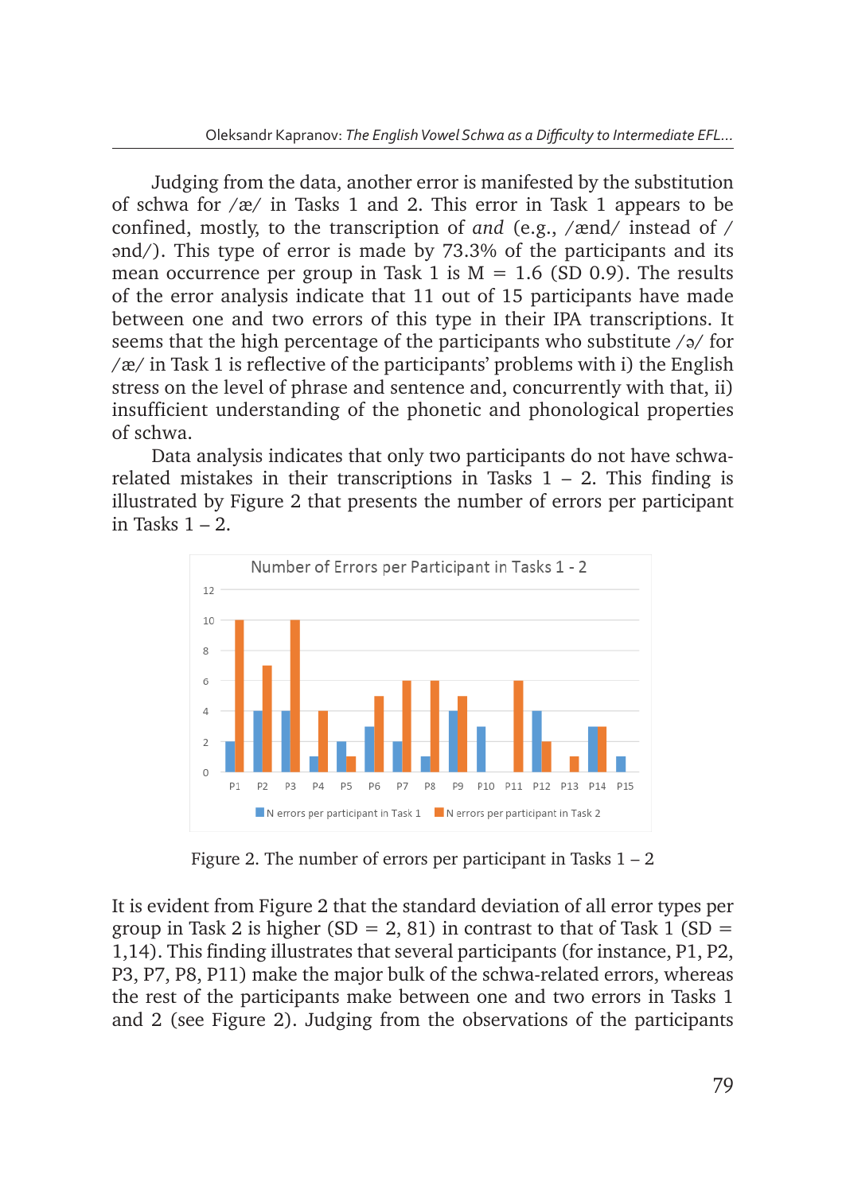Judging from the data, another error is manifested by the substitution of schwa for /æ/ in Tasks 1 and 2. This error in Task 1 appears to be confined, mostly, to the transcription of *and* (e.g., /ænd/ instead of /ənd/). This type of error is made by 73.3% of the participants and its mean occurrence per group in Task 1 is M = 1.6 (SD 0.9). The results of the error analysis indicate that 11 out of 15 participants have made between one and two errors of this type in their IPA transcriptions. It seems that the high percentage of the participants who substitute /ə/ for /æ/ in Task 1 is reflective of the participants' problems with i) the English stress on the level of phrase and sentence and, concurrently with that, ii) insufficient understanding of the phonetic and phonological properties of schwa.

Data analysis indicates that only two participants do not have schwa-related mistakes in their transcriptions in Tasks 1 – 2. This finding is illustrated by Figure 2 that presents the number of errors per participant in Tasks 1 – 2.

Figure 2. The number of errors per participant in Tasks 1 – 2

It is evident from Figure 2 that the standard deviation of all error types per group in Task 2 is higher (SD = 2, 81) in contrast to that of Task 1 (SD = 1,14). This finding illustrates that several participants (for instance, P1, P2, P3, P7, P8, P11) make the major bulk of the schwa-related errors, whereas the rest of the participants make between one and two errors in Tasks 1 and 2 (see Figure 2). Judging from the observations of the participants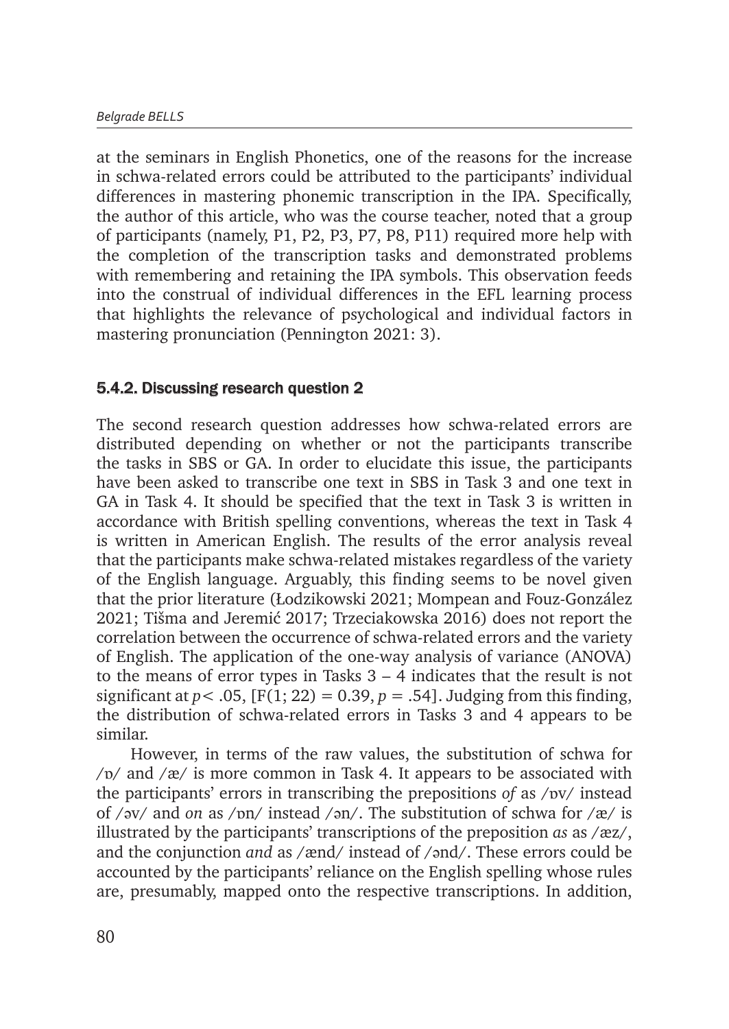at the seminars in English Phonetics, one of the reasons for the increase in schwa-related errors could be attributed to the participants' individual differences in mastering phonemic transcription in the IPA. Specifically, the author of this article, who was the course teacher, noted that a group of participants (namely, P1, P2, P3, P7, P8, P11) required more help with the completion of the transcription tasks and demonstrated problems with remembering and retaining the IPA symbols. This observation feeds into the construal of individual differences in the EFL learning process that highlights the relevance of psychological and individual factors in mastering pronunciation (Pennington 2021: 3).

#### 5.4.2. Discussing research question 2

The second research question addresses how schwa-related errors are distributed depending on whether or not the participants transcribe the tasks in SBS or GA. In order to elucidate this issue, the participants have been asked to transcribe one text in SBS in Task 3 and one text in GA in Task 4. It should be specified that the text in Task 3 is written in accordance with British spelling conventions, whereas the text in Task 4 is written in American English. The results of the error analysis reveal that the participants make schwa-related mistakes regardless of the variety of the English language. Arguably, this finding seems to be novel given that the prior literature (Łodzikowski 2021; Mompean and Fouz-González 2021; Tišma and Jeremić 2017; Trzeciakowska 2016) does not report the correlation between the occurrence of schwa-related errors and the variety of English. The application of the one-way analysis of variance (ANOVA) to the means of error types in Tasks 3 – 4 indicates that the result is not significant at $p < .05$, [$F(1; 22) = 0.39$, $p = .54$]. Judging from this finding, the distribution of schwa-related errors in Tasks 3 and 4 appears to be similar.

However, in terms of the raw values, the substitution of schwa for /ɒ/ and /æ/ is more common in Task 4. It appears to be associated with the participants' errors in transcribing the prepositions *of* as /ɒv/ instead of /əv/ and *on* as /ɒn/ instead /ən/. The substitution of schwa for /æ/ is illustrated by the participants' transcriptions of the preposition *as* as /æz/, and the conjunction *and* as /ænd/ instead of /ənd/. These errors could be accounted by the participants' reliance on the English spelling whose rules are, presumably, mapped onto the respective transcriptions. In addition,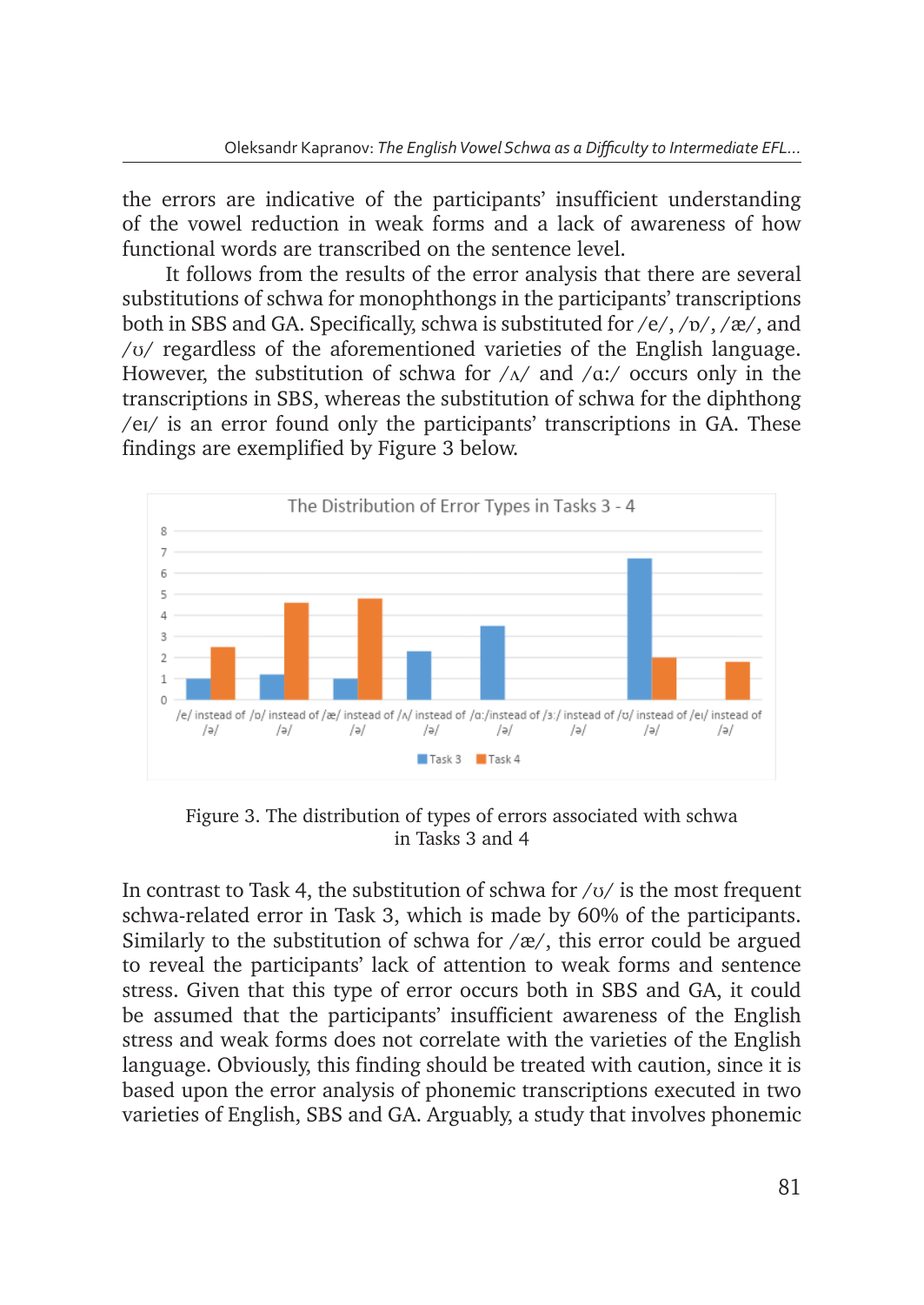the errors are indicative of the participants' insufficient understanding of the vowel reduction in weak forms and a lack of awareness of how functional words are transcribed on the sentence level.

It follows from the results of the error analysis that there are several substitutions of schwa for monophthongs in the participants' transcriptions both in SBS and GA. Specifically, schwa is substituted for /e/, /ɒ/, /æ/, and /ʊ/ regardless of the aforementioned varieties of the English language. However, the substitution of schwa for /ʌ/ and /ɑː/ occurs only in the transcriptions in SBS, whereas the substitution of schwa for the diphthong /eɪ/ is an error found only the participants' transcriptions in GA. These findings are exemplified by Figure 3 below.

Figure 3. The distribution of types of errors associated with schwa in Tasks 3 and 4

In contrast to Task 4, the substitution of schwa for /ʊ/ is the most frequent schwa-related error in Task 3, which is made by 60% of the participants. Similarly to the substitution of schwa for /æ/, this error could be argued to reveal the participants' lack of attention to weak forms and sentence stress. Given that this type of error occurs both in SBS and GA, it could be assumed that the participants' insufficient awareness of the English stress and weak forms does not correlate with the varieties of the English language. Obviously, this finding should be treated with caution, since it is based upon the error analysis of phonemic transcriptions executed in two varieties of English, SBS and GA. Arguably, a study that involves phonemic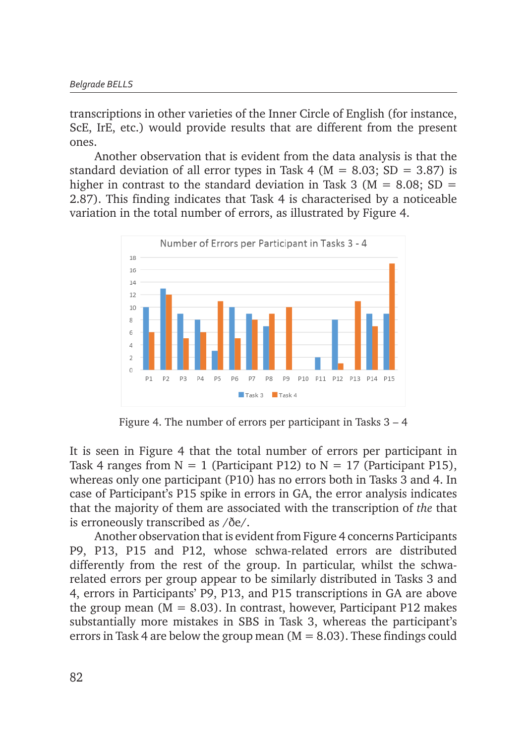transcriptions in other varieties of the Inner Circle of English (for instance, ScE, IrE, etc.) would provide results that are different from the present ones.

Another observation that is evident from the data analysis is that the standard deviation of all error types in Task 4 (M = 8.03; SD = 3.87) is higher in contrast to the standard deviation in Task 3 (M = 8.08; SD = 2.87). This finding indicates that Task 4 is characterised by a noticeable variation in the total number of errors, as illustrated by Figure 4.

Figure 4. The number of errors per participant in Tasks 3 – 4

It is seen in Figure 4 that the total number of errors per participant in Task 4 ranges from N = 1 (Participant P12) to N = 17 (Participant P15), whereas only one participant (P10) has no errors both in Tasks 3 and 4. In case of Participant's P15 spike in errors in GA, the error analysis indicates that the majority of them are associated with the transcription of *the* that is erroneously transcribed as /ðe/.

Another observation that is evident from Figure 4 concerns Participants P9, P13, P15 and P12, whose schwa-related errors are distributed differently from the rest of the group. In particular, whilst the schwa-related errors per group appear to be similarly distributed in Tasks 3 and 4, errors in Participants' P9, P13, and P15 transcriptions in GA are above the group mean (M = 8.03). In contrast, however, Participant P12 makes substantially more mistakes in SBS in Task 3, whereas the participant's errors in Task 4 are below the group mean (M = 8.03). These findings could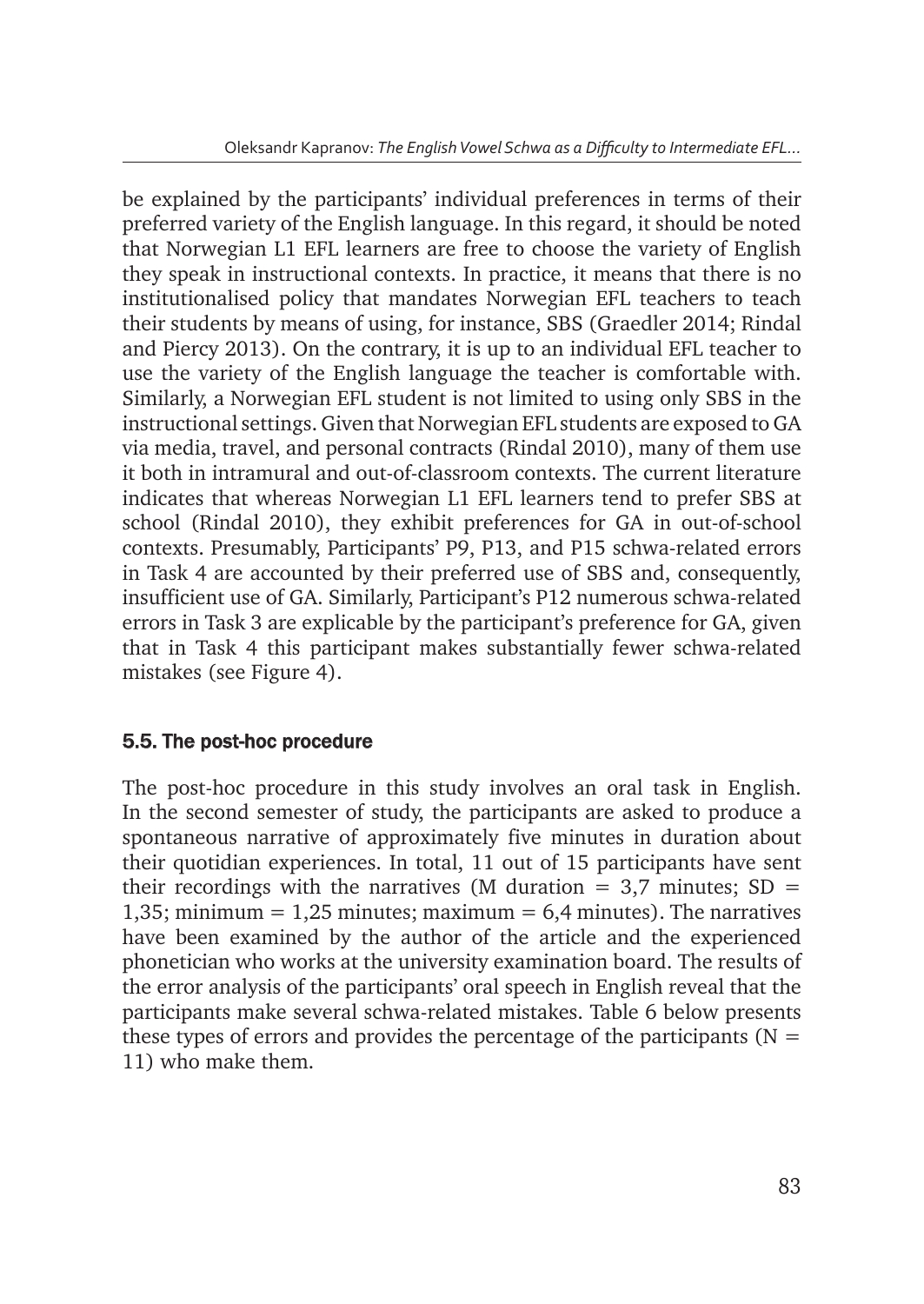be explained by the participants' individual preferences in terms of their preferred variety of the English language. In this regard, it should be noted that Norwegian L1 EFL learners are free to choose the variety of English they speak in instructional contexts. In practice, it means that there is no institutionalised policy that mandates Norwegian EFL teachers to teach their students by means of using, for instance, SBS (Graedler 2014; Rindal and Piercy 2013). On the contrary, it is up to an individual EFL teacher to use the variety of the English language the teacher is comfortable with. Similarly, a Norwegian EFL student is not limited to using only SBS in the instructional settings. Given that Norwegian EFL students are exposed to GA via media, travel, and personal contracts (Rindal 2010), many of them use it both in intramural and out-of-classroom contexts. The current literature indicates that whereas Norwegian L1 EFL learners tend to prefer SBS at school (Rindal 2010), they exhibit preferences for GA in out-of-school contexts. Presumably, Participants' P9, P13, and P15 schwa-related errors in Task 4 are accounted by their preferred use of SBS and, consequently, insufficient use of GA. Similarly, Participant's P12 numerous schwa-related errors in Task 3 are explicable by the participant's preference for GA, given that in Task 4 this participant makes substantially fewer schwa-related mistakes (see Figure 4).

### 5.5. The post-hoc procedure

The post-hoc procedure in this study involves an oral task in English. In the second semester of study, the participants are asked to produce a spontaneous narrative of approximately five minutes in duration about their quotidian experiences. In total, 11 out of 15 participants have sent their recordings with the narratives (M duration = 3,7 minutes; SD = 1,35; minimum = 1,25 minutes; maximum = 6,4 minutes). The narratives have been examined by the author of the article and the experienced phonetician who works at the university examination board. The results of the error analysis of the participants' oral speech in English reveal that the participants make several schwa-related mistakes. Table 6 below presents these types of errors and provides the percentage of the participants (N = 11) who make them.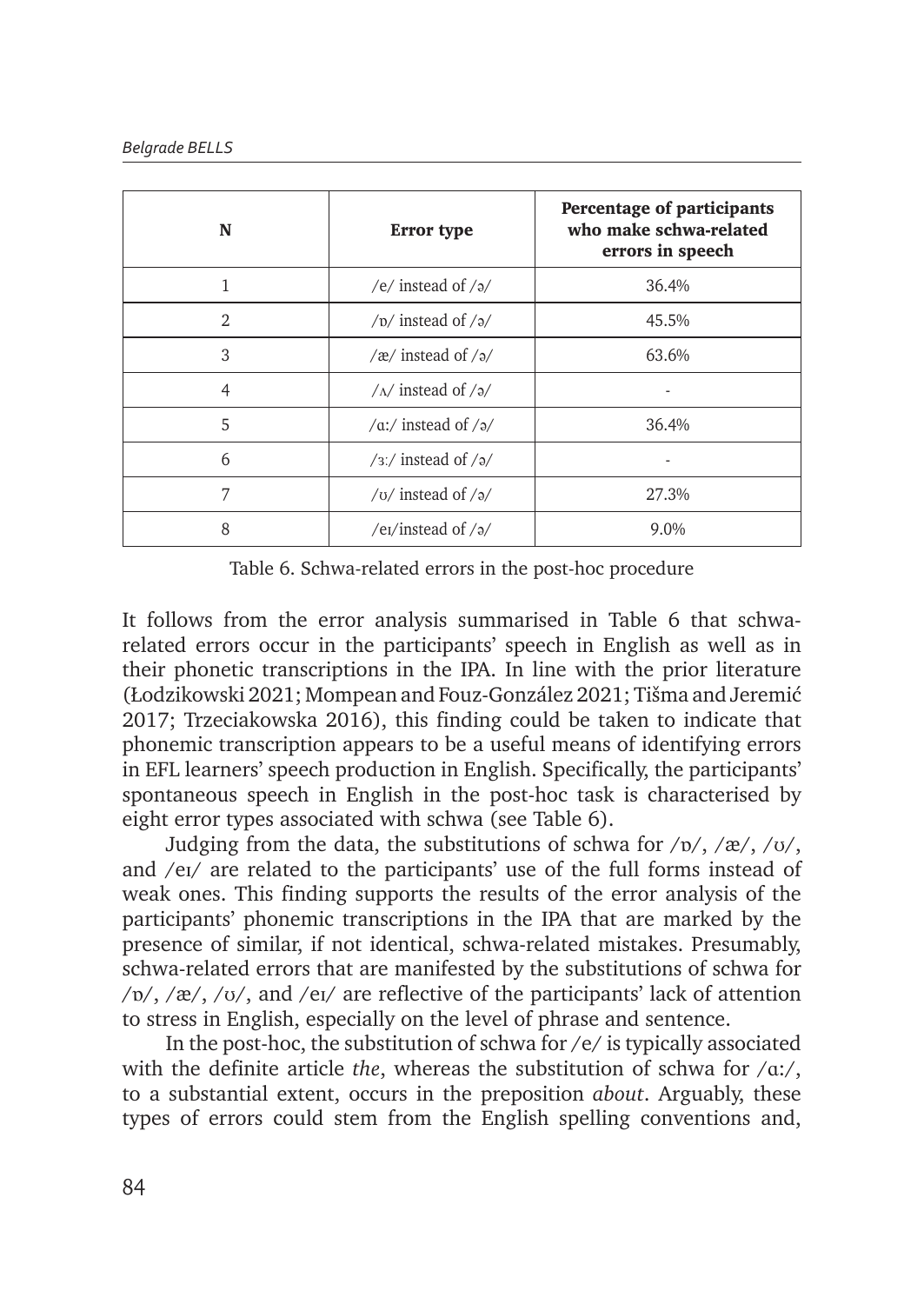| N | Error type | Percentage of participants who make schwa-related errors in speech |
| --- | --- | --- |
| 1 | /e/ instead of /ə/ | 36.4% |
| 2 | /ɒ/ instead of /ə/ | 45.5% |
| 3 | /æ/ instead of /ə/ | 63.6% |
| 4 | /ʌ/ instead of /ə/ | - |
| 5 | /ɑː/ instead of /ə/ | 36.4% |
| 6 | /ɜː/ instead of /ə/ | - |
| 7 | /ʊ/ instead of /ə/ | 27.3% |
| 8 | /eɪ/instead of /ə/ | 9.0% |

Table 6. Schwa-related errors in the post-hoc procedure

It follows from the error analysis summarised in Table 6 that schwa-related errors occur in the participants' speech in English as well as in their phonetic transcriptions in the IPA. In line with the prior literature (Łodzikowski 2021; Mompean and Fouz-González 2021; Tišma and Jeremić 2017; Trzeciakowska 2016), this finding could be taken to indicate that phonemic transcription appears to be a useful means of identifying errors in EFL learners' speech production in English. Specifically, the participants' spontaneous speech in English in the post-hoc task is characterised by eight error types associated with schwa (see Table 6).

Judging from the data, the substitutions of schwa for /ɒ/, /æ/, /ʊ/, and /eɪ/ are related to the participants' use of the full forms instead of weak ones. This finding supports the results of the error analysis of the participants' phonemic transcriptions in the IPA that are marked by the presence of similar, if not identical, schwa-related mistakes. Presumably, schwa-related errors that are manifested by the substitutions of schwa for /ɒ/, /æ/, /ʊ/, and /eɪ/ are reflective of the participants' lack of attention to stress in English, especially on the level of phrase and sentence.

In the post-hoc, the substitution of schwa for /e/ is typically associated with the definite article *the*, whereas the substitution of schwa for /ɑː/, to a substantial extent, occurs in the preposition *about*. Arguably, these types of errors could stem from the English spelling conventions and,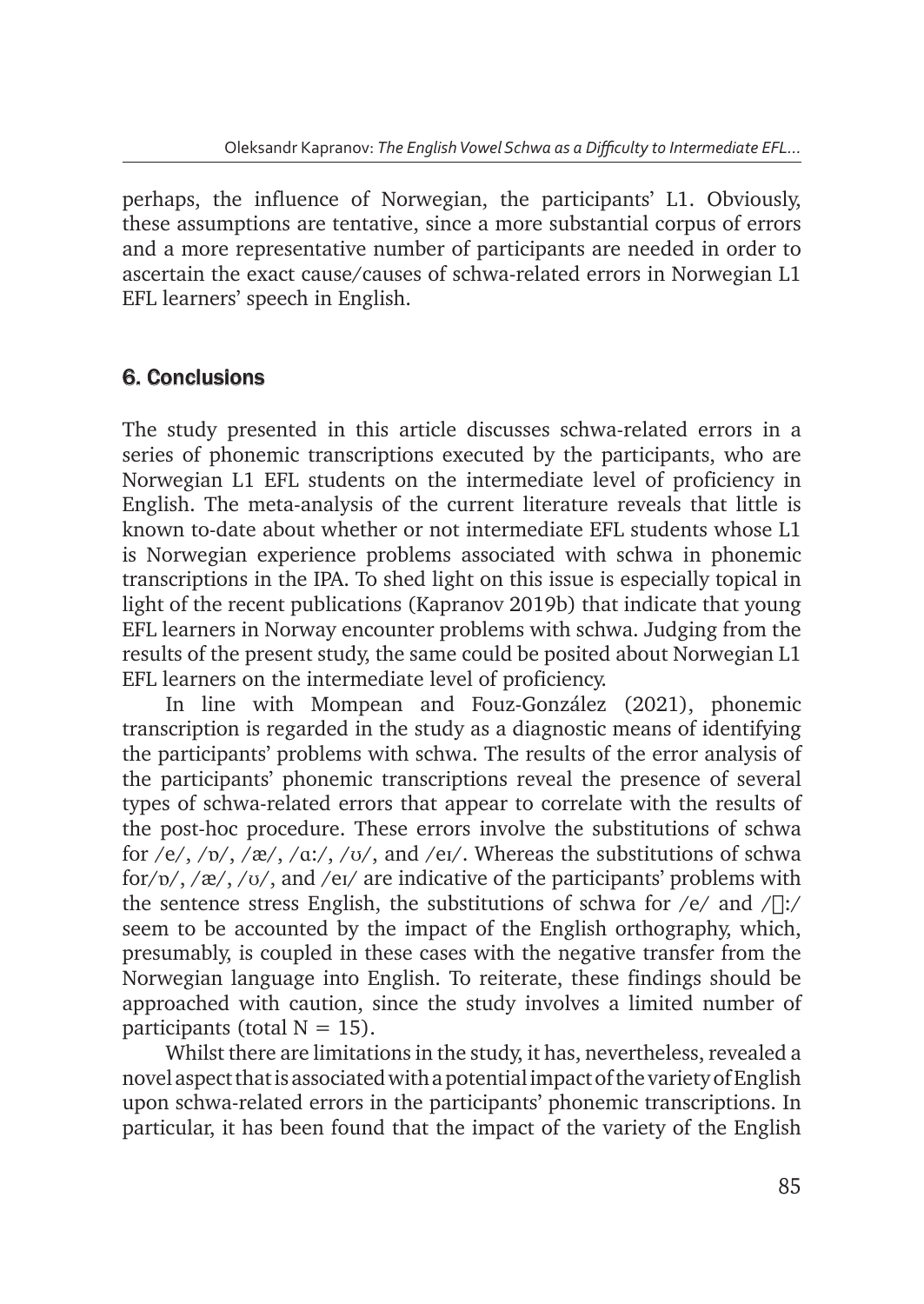perhaps, the influence of Norwegian, the participants' L1. Obviously, these assumptions are tentative, since a more substantial corpus of errors and a more representative number of participants are needed in order to ascertain the exact cause/causes of schwa-related errors in Norwegian L1 EFL learners' speech in English.

## 6. Conclusions

The study presented in this article discusses schwa-related errors in a series of phonemic transcriptions executed by the participants, who are Norwegian L1 EFL students on the intermediate level of proficiency in English. The meta-analysis of the current literature reveals that little is known to-date about whether or not intermediate EFL students whose L1 is Norwegian experience problems associated with schwa in phonemic transcriptions in the IPA. To shed light on this issue is especially topical in light of the recent publications (Kapranov 2019b) that indicate that young EFL learners in Norway encounter problems with schwa. Judging from the results of the present study, the same could be posited about Norwegian L1 EFL learners on the intermediate level of proficiency.

In line with Mompean and Fouz-González (2021), phonemic transcription is regarded in the study as a diagnostic means of identifying the participants' problems with schwa. The results of the error analysis of the participants' phonemic transcriptions reveal the presence of several types of schwa-related errors that appear to correlate with the results of the post-hoc procedure. These errors involve the substitutions of schwa for /e/, /ɒ/, /æ/, /ɑː/, /ʊ/, and /eɪ/. Whereas the substitutions of schwa for/ɒ/, /æ/, /ʊ/, and /eɪ/ are indicative of the participants' problems with the sentence stress English, the substitutions of schwa for /e/ and /ɑː/ seem to be accounted by the impact of the English orthography, which, presumably, is coupled in these cases with the negative transfer from the Norwegian language into English. To reiterate, these findings should be approached with caution, since the study involves a limited number of participants (total N = 15).

Whilst there are limitations in the study, it has, nevertheless, revealed a novel aspect that is associated with a potential impact of the variety of English upon schwa-related errors in the participants' phonemic transcriptions. In particular, it has been found that the impact of the variety of the English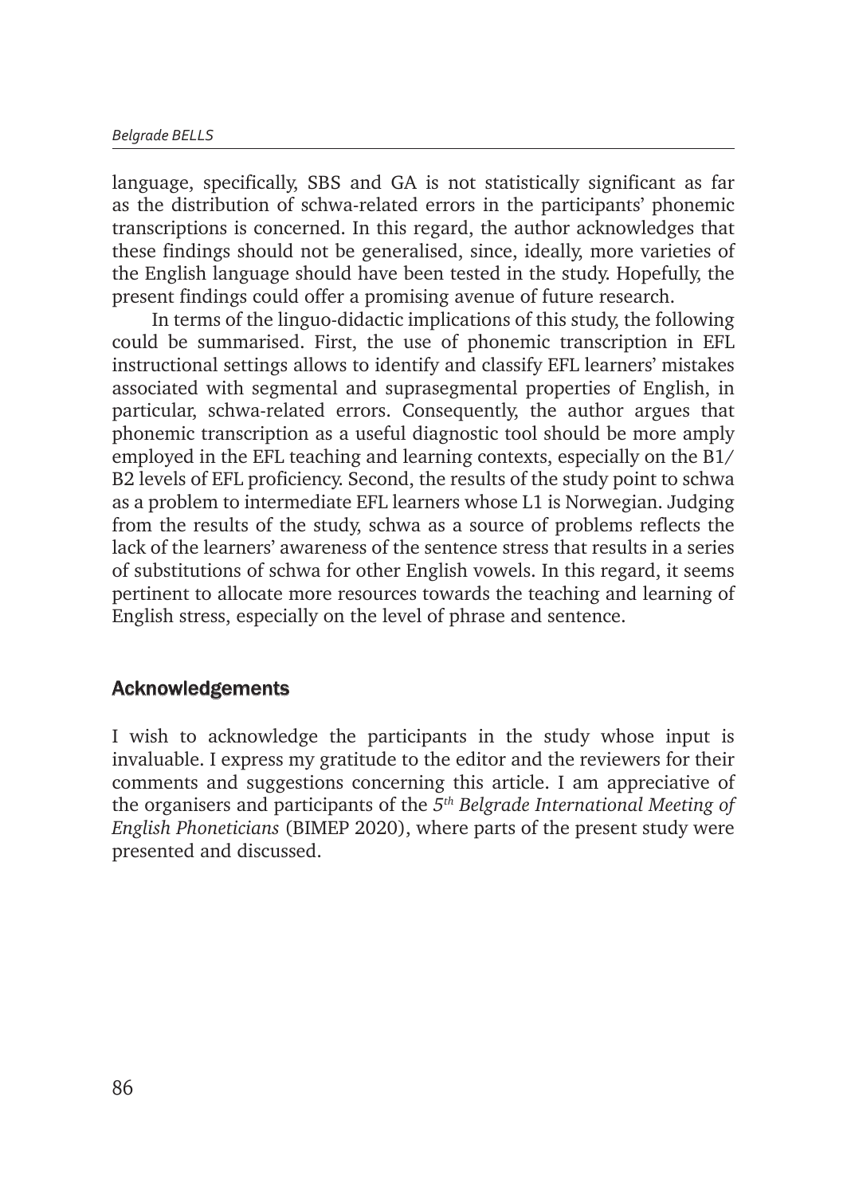language, specifically, SBS and GA is not statistically significant as far as the distribution of schwa-related errors in the participants' phonemic transcriptions is concerned. In this regard, the author acknowledges that these findings should not be generalised, since, ideally, more varieties of the English language should have been tested in the study. Hopefully, the present findings could offer a promising avenue of future research.

In terms of the linguo-didactic implications of this study, the following could be summarised. First, the use of phonemic transcription in EFL instructional settings allows to identify and classify EFL learners' mistakes associated with segmental and suprasegmental properties of English, in particular, schwa-related errors. Consequently, the author argues that phonemic transcription as a useful diagnostic tool should be more amply employed in the EFL teaching and learning contexts, especially on the B1/B2 levels of EFL proficiency. Second, the results of the study point to schwa as a problem to intermediate EFL learners whose L1 is Norwegian. Judging from the results of the study, schwa as a source of problems reflects the lack of the learners' awareness of the sentence stress that results in a series of substitutions of schwa for other English vowels. In this regard, it seems pertinent to allocate more resources towards the teaching and learning of English stress, especially on the level of phrase and sentence.

## Acknowledgements

I wish to acknowledge the participants in the study whose input is invaluable. I express my gratitude to the editor and the reviewers for their comments and suggestions concerning this article. I am appreciative of the organisers and participants of the *5th Belgrade International Meeting of English Phoneticians* (BIMEP 2020), where parts of the present study were presented and discussed.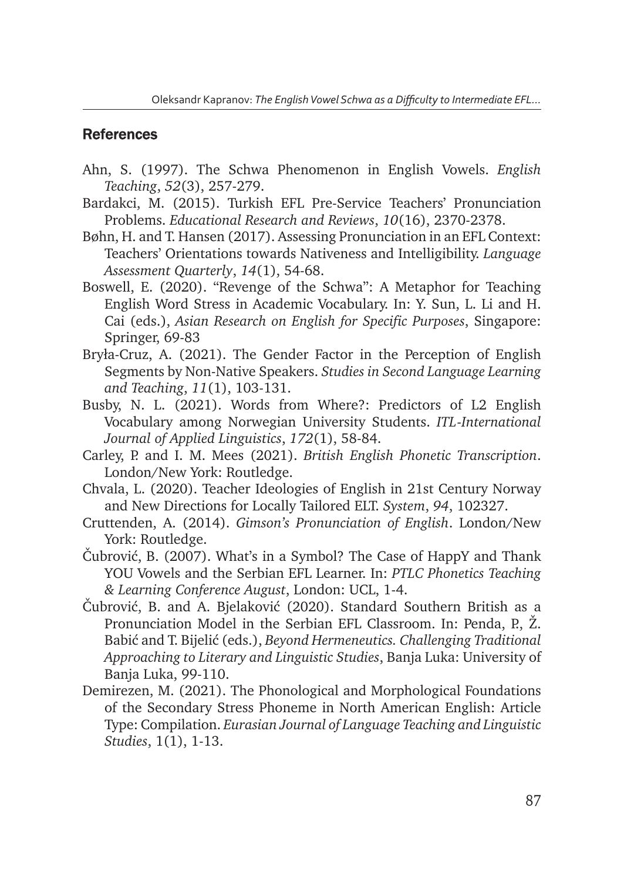## References

Ahn, S. (1997). The Schwa Phenomenon in English Vowels. *English Teaching*, *52*(3), 257-279.

Bardakci, M. (2015). Turkish EFL Pre-Service Teachers' Pronunciation Problems. *Educational Research and Reviews*, *10*(16), 2370-2378.

Bøhn, H. and T. Hansen (2017). Assessing Pronunciation in an EFL Context: Teachers' Orientations towards Nativeness and Intelligibility. *Language Assessment Quarterly*, *14*(1), 54-68.

Boswell, E. (2020). "Revenge of the Schwa": A Metaphor for Teaching English Word Stress in Academic Vocabulary. In: Y. Sun, L. Li and H. Cai (eds.), *Asian Research on English for Specific Purposes*, Singapore: Springer, 69-83

Bryła-Cruz, A. (2021). The Gender Factor in the Perception of English Segments by Non-Native Speakers. *Studies in Second Language Learning and Teaching*, *11*(1), 103-131.

Busby, N. L. (2021). Words from Where?: Predictors of L2 English Vocabulary among Norwegian University Students. *ITL-International Journal of Applied Linguistics*, *172*(1), 58-84.

Carley, P. and I. M. Mees (2021). *British English Phonetic Transcription*. London/New York: Routledge.

Chvala, L. (2020). Teacher Ideologies of English in 21st Century Norway and New Directions for Locally Tailored ELT. *System*, *94*, 102327.

Cruttenden, A. (2014). *Gimson's Pronunciation of English*. London/New York: Routledge.

Čubrović, B. (2007). What's in a Symbol? The Case of HappY and Thank YOU Vowels and the Serbian EFL Learner. In: *PTLC Phonetics Teaching & Learning Conference August*, London: UCL, 1-4.

Čubrović, B. and A. Bjelaković (2020). Standard Southern British as a Pronunciation Model in the Serbian EFL Classroom. In: Penda, P., Ž. Babić and T. Bijelić (eds.), *Beyond Hermeneutics. Challenging Traditional Approaching to Literary and Linguistic Studies*, Banja Luka: University of Banja Luka, 99-110.

Demirezen, M. (2021). The Phonological and Morphological Foundations of the Secondary Stress Phoneme in North American English: Article Type: Compilation. *Eurasian Journal of Language Teaching and Linguistic Studies*, 1(1), 1-13.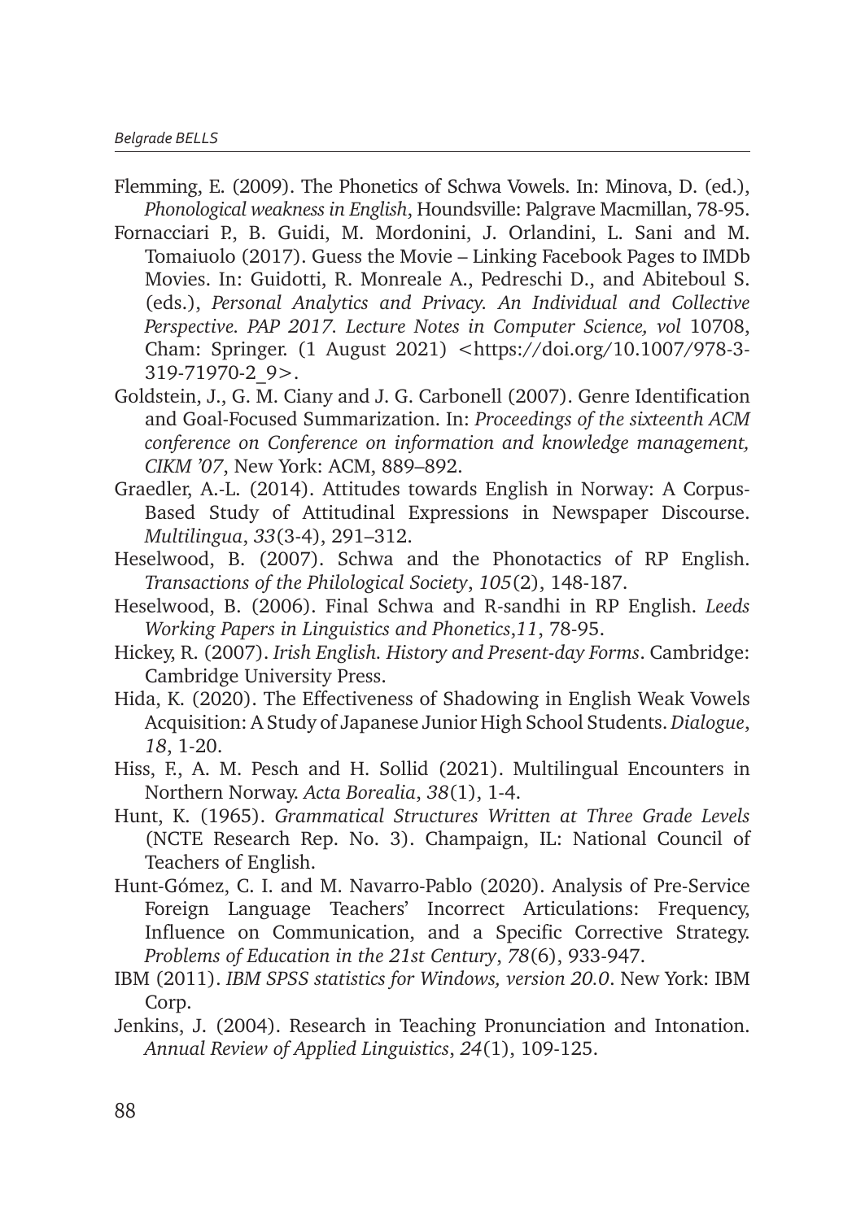Flemming, E. (2009). The Phonetics of Schwa Vowels. In: Minova, D. (ed.), *Phonological weakness in English*, Houndsville: Palgrave Macmillan, 78-95.

Fornacciari P., B. Guidi, M. Mordonini, J. Orlandini, L. Sani and M. Tomaiuolo (2017). Guess the Movie – Linking Facebook Pages to IMDb Movies. In: Guidotti, R. Monreale A., Pedreschi D., and Abiteboul S. (eds.), *Personal Analytics and Privacy. An Individual and Collective Perspective. PAP 2017. Lecture Notes in Computer Science, vol* 10708, Cham: Springer. (1 August 2021) <https://doi.org/10.1007/978-3-319-71970-2_9>.

Goldstein, J., G. M. Ciany and J. G. Carbonell (2007). Genre Identification and Goal-Focused Summarization. In: *Proceedings of the sixteenth ACM conference on Conference on information and knowledge management, CIKM '07*, New York: ACM, 889–892.

Graedler, A.-L. (2014). Attitudes towards English in Norway: A Corpus-Based Study of Attitudinal Expressions in Newspaper Discourse. *Multilingua*, *33*(3-4), 291–312.

Heselwood, B. (2007). Schwa and the Phonotactics of RP English. *Transactions of the Philological Society*, *105*(2), 148-187.

Heselwood, B. (2006). Final Schwa and R-sandhi in RP English. *Leeds Working Papers in Linguistics and Phonetics*,*11*, 78-95.

Hickey, R. (2007). *Irish English. History and Present-day Forms*. Cambridge: Cambridge University Press.

Hida, K. (2020). The Effectiveness of Shadowing in English Weak Vowels Acquisition: A Study of Japanese Junior High School Students. *Dialogue*, *18*, 1-20.

Hiss, F., A. M. Pesch and H. Sollid (2021). Multilingual Encounters in Northern Norway. *Acta Borealia*, *38*(1), 1-4.

Hunt, K. (1965). *Grammatical Structures Written at Three Grade Levels* (NCTE Research Rep. No. 3). Champaign, IL: National Council of Teachers of English.

Hunt-Gómez, C. I. and M. Navarro-Pablo (2020). Analysis of Pre-Service Foreign Language Teachers' Incorrect Articulations: Frequency, Influence on Communication, and a Specific Corrective Strategy. *Problems of Education in the 21st Century*, *78*(6), 933-947.

IBM (2011). *IBM SPSS statistics for Windows, version 20.0*. New York: IBM Corp.

Jenkins, J. (2004). Research in Teaching Pronunciation and Intonation. *Annual Review of Applied Linguistics*, *24*(1), 109-125.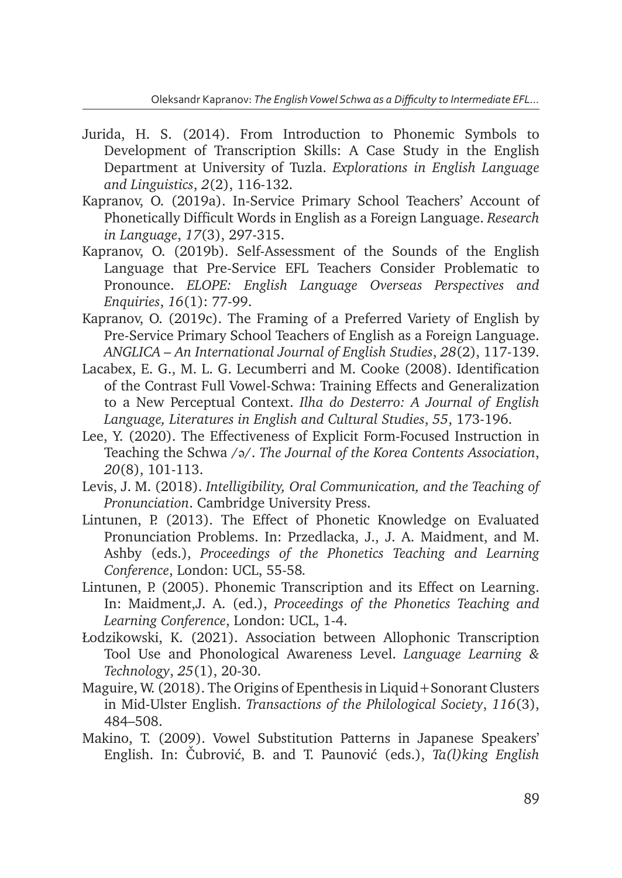Jurida, H. S. (2014). From Introduction to Phonemic Symbols to Development of Transcription Skills: A Case Study in the English Department at University of Tuzla. *Explorations in English Language and Linguistics*, *2*(2), 116-132.

Kapranov, O. (2019a). In-Service Primary School Teachers' Account of Phonetically Difficult Words in English as a Foreign Language. *Research in Language*, *17*(3), 297-315.

Kapranov, O. (2019b). Self-Assessment of the Sounds of the English Language that Pre-Service EFL Teachers Consider Problematic to Pronounce. *ELOPE: English Language Overseas Perspectives and Enquiries*, *16*(1): 77-99.

Kapranov, O. (2019c). The Framing of a Preferred Variety of English by Pre-Service Primary School Teachers of English as a Foreign Language. *ANGLICA – An International Journal of English Studies*, *28*(2), 117-139.

Lacabex, E. G., M. L. G. Lecumberri and M. Cooke (2008). Identification of the Contrast Full Vowel-Schwa: Training Effects and Generalization to a New Perceptual Context. *Ilha do Desterro: A Journal of English Language, Literatures in English and Cultural Studies*, *55*, 173-196.

Lee, Y. (2020). The Effectiveness of Explicit Form-Focused Instruction in Teaching the Schwa /ə/. *The Journal of the Korea Contents Association*, *20*(8), 101-113.

Levis, J. M. (2018). *Intelligibility, Oral Communication, and the Teaching of Pronunciation*. Cambridge University Press.

Lintunen, P. (2013). The Effect of Phonetic Knowledge on Evaluated Pronunciation Problems. In: Przedlacka, J., J. A. Maidment, and M. Ashby (eds.), *Proceedings of the Phonetics Teaching and Learning Conference*, London: UCL, 55-58.

Lintunen, P. (2005). Phonemic Transcription and its Effect on Learning. In: Maidment,J. A. (ed.), *Proceedings of the Phonetics Teaching and Learning Conference*, London: UCL, 1-4.

Łodzikowski, K. (2021). Association between Allophonic Transcription Tool Use and Phonological Awareness Level. *Language Learning & Technology*, *25*(1), 20-30.

Maguire, W. (2018). The Origins of Epenthesis in Liquid+Sonorant Clusters in Mid-Ulster English. *Transactions of the Philological Society*, *116*(3), 484–508.

Makino, T. (2009). Vowel Substitution Patterns in Japanese Speakers' English. In: Čubrović, B. and T. Paunović (eds.), *Ta(l)king English*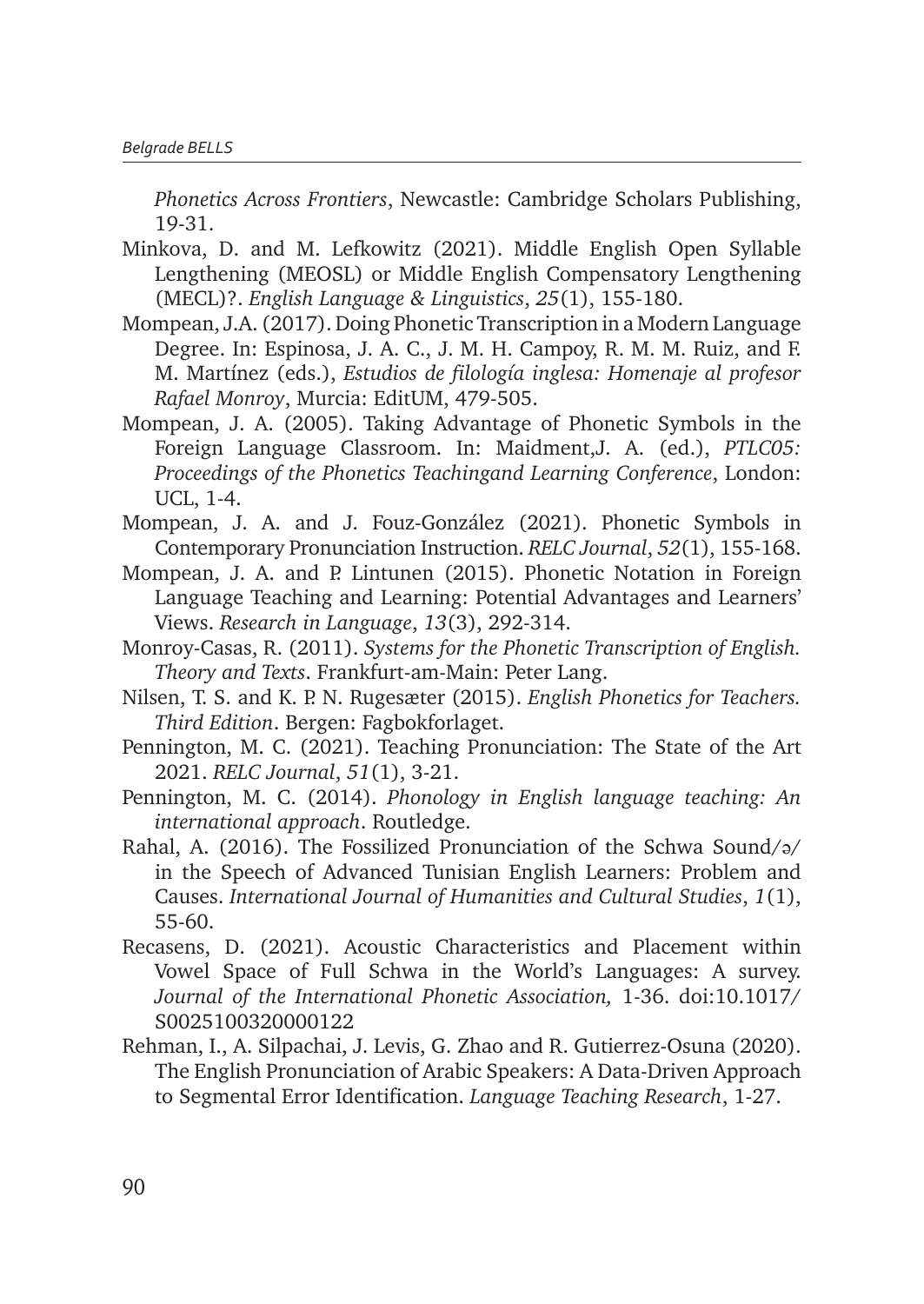*Phonetics Across Frontiers*, Newcastle: Cambridge Scholars Publishing, 19-31.

Minkova, D. and M. Lefkowitz (2021). Middle English Open Syllable Lengthening (MEOSL) or Middle English Compensatory Lengthening (MECL)?. *English Language & Linguistics*, *25*(1), 155-180.

Mompean, J.A. (2017). Doing Phonetic Transcription in a Modern Language Degree. In: Espinosa, J. A. C., J. M. H. Campoy, R. M. M. Ruiz, and F. M. Martínez (eds.), *Estudios de filología inglesa: Homenaje al profesor Rafael Monroy*, Murcia: EditUM, 479-505.

Mompean, J. A. (2005). Taking Advantage of Phonetic Symbols in the Foreign Language Classroom. In: Maidment,J. A. (ed.), *PTLC05: Proceedings of the Phonetics Teachingand Learning Conference*, London: UCL, 1-4.

Mompean, J. A. and J. Fouz-González (2021). Phonetic Symbols in Contemporary Pronunciation Instruction. *RELC Journal*, *52*(1), 155-168.

Mompean, J. A. and P. Lintunen (2015). Phonetic Notation in Foreign Language Teaching and Learning: Potential Advantages and Learners' Views. *Research in Language*, *13*(3), 292-314.

Monroy-Casas, R. (2011). *Systems for the Phonetic Transcription of English. Theory and Texts*. Frankfurt-am-Main: Peter Lang.

Nilsen, T. S. and K. P. N. Rugesæter (2015). *English Phonetics for Teachers. Third Edition*. Bergen: Fagbokforlaget.

Pennington, M. C. (2021). Teaching Pronunciation: The State of the Art 2021. *RELC Journal*, *51*(1), 3-21.

Pennington, M. C. (2014). *Phonology in English language teaching: An international approach*. Routledge.

Rahal, A. (2016). The Fossilized Pronunciation of the Schwa Sound/ə/ in the Speech of Advanced Tunisian English Learners: Problem and Causes. *International Journal of Humanities and Cultural Studies*, *1*(1), 55-60.

Recasens, D. (2021). Acoustic Characteristics and Placement within Vowel Space of Full Schwa in the World's Languages: A survey. *Journal of the International Phonetic Association,* 1-36. doi:10.1017/S0025100320000122

Rehman, I., A. Silpachai, J. Levis, G. Zhao and R. Gutierrez-Osuna (2020). The English Pronunciation of Arabic Speakers: A Data-Driven Approach to Segmental Error Identification. *Language Teaching Research*, 1-27.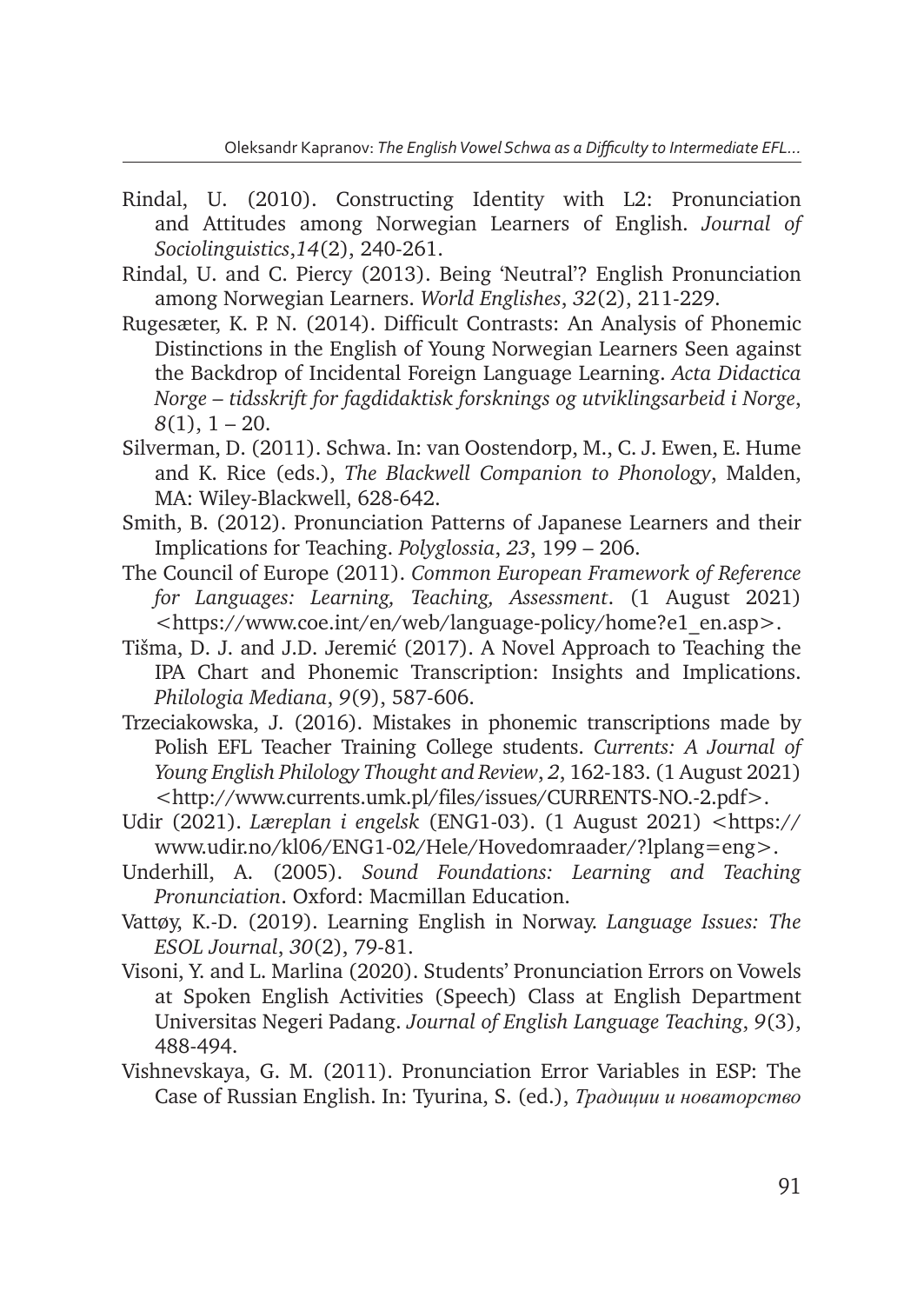Rindal, U. (2010). Constructing Identity with L2: Pronunciation and Attitudes among Norwegian Learners of English. *Journal of Sociolinguistics*,*14*(2), 240-261.

Rindal, U. and C. Piercy (2013). Being 'Neutral'? English Pronunciation among Norwegian Learners. *World Englishes*, *32*(2), 211-229.

Rugesæter, K. P. N. (2014). Difficult Contrasts: An Analysis of Phonemic Distinctions in the English of Young Norwegian Learners Seen against the Backdrop of Incidental Foreign Language Learning. *Acta Didactica Norge – tidsskrift for fagdidaktisk forsknings og utviklingsarbeid i Norge*, *8*(1), 1 – 20.

Silverman, D. (2011). Schwa. In: van Oostendorp, M., C. J. Ewen, E. Hume and K. Rice (eds.), *The Blackwell Companion to Phonology*, Malden, MA: Wiley-Blackwell, 628-642.

Smith, B. (2012). Pronunciation Patterns of Japanese Learners and their Implications for Teaching. *Polyglossia*, *23*, 199 – 206.

The Council of Europe (2011). *Common European Framework of Reference for Languages: Learning, Teaching, Assessment*. (1 August 2021) <https://www.coe.int/en/web/language-policy/home?e1_en.asp>.

Tišma, D. J. and J.D. Jeremić (2017). A Novel Approach to Teaching the IPA Chart and Phonemic Transcription: Insights and Implications. *Philologia Mediana*, *9*(9), 587-606.

Trzeciakowska, J. (2016). Mistakes in phonemic transcriptions made by Polish EFL Teacher Training College students. *Currents: A Journal of Young English Philology Thought and Review*, *2*, 162-183. (1 August 2021) <http://www.currents.umk.pl/files/issues/CURRENTS-NO.-2.pdf>.

Udir (2021). *Læreplan i engelsk* (ENG1-03). (1 August 2021) <https://www.udir.no/kl06/ENG1-02/Hele/Hovedomraader/?lplang=eng>.

Underhill, A. (2005). *Sound Foundations: Learning and Teaching Pronunciation*. Oxford: Macmillan Education.

Vattøy, K.-D. (2019). Learning English in Norway. *Language Issues: The ESOL Journal*, *30*(2), 79-81.

Visoni, Y. and L. Marlina (2020). Students' Pronunciation Errors on Vowels at Spoken English Activities (Speech) Class at English Department Universitas Negeri Padang. *Journal of English Language Teaching*, *9*(3), 488-494.

Vishnevskaya, G. M. (2011). Pronunciation Error Variables in ESP: The Case of Russian English. In: Tyurina, S. (ed.), *Традиции и новаторство*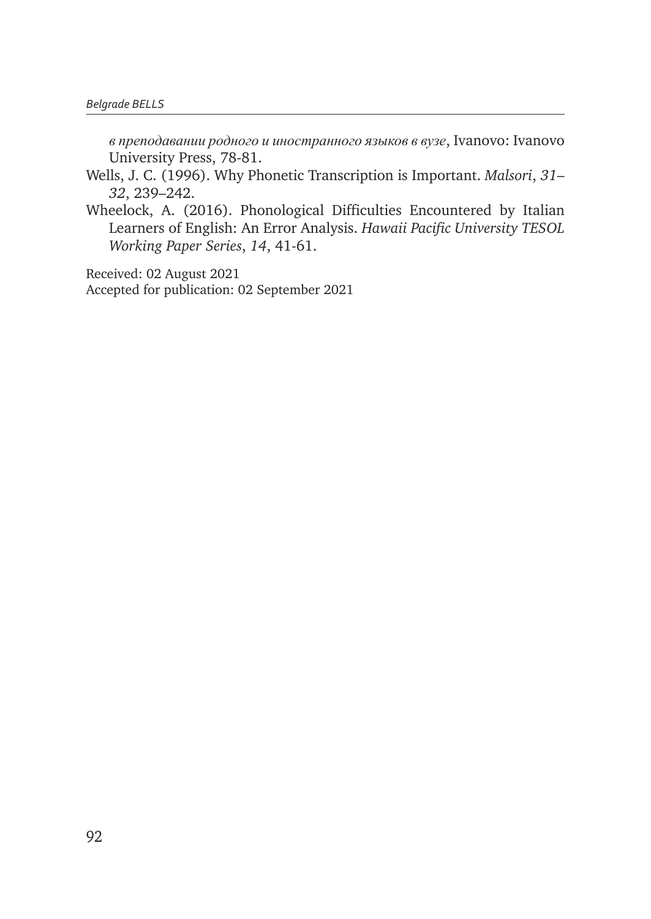*в преподавании родного и иностранного языков в вузе*, Ivanovo: Ivanovo University Press, 78-81.

Wells, J. C. (1996). Why Phonetic Transcription is Important. *Malsori*, *31–32*, 239–242.

Wheelock, A. (2016). Phonological Difficulties Encountered by Italian Learners of English: An Error Analysis. *Hawaii Pacific University TESOL Working Paper Series*, *14*, 41-61.

Received: 02 August 2021
Accepted for publication: 02 September 2021